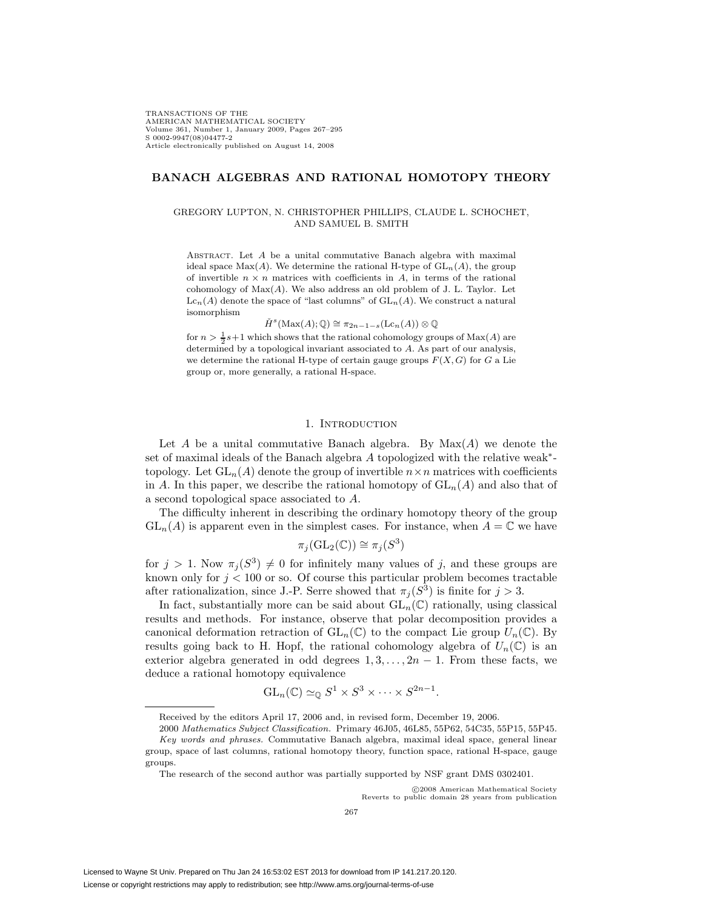# BANACH ALGEBRAS AND RATIONAL HOMOTOPY THEORY

GREGORY LUPTON, N. CHRISTOPHER PHILLIPS, CLAUDE L. SCHOCHET, AND SAMUEL B. SMITH

Abstract. Let $A$ be a unital commutative Banach algebra with maximal ideal space $\mathrm{Max}(A)$. We determine the rational H-type of $\mathrm{GL}_n(A)$, the group of invertible $n \times n$ matrices with coefficients in $A$, in terms of the rational cohomology of $\mathrm{Max}(A)$. We also address an old problem of J. L. Taylor. Let $\mathrm{Lc}_n(A)$ denote the space of "last columns" of $\mathrm{GL}_n(A)$. We construct a natural isomorphism

$$\check{H}^s(\mathrm{Max}(A); \mathbb{Q}) \cong \pi_{2n-1-s}(\mathrm{Lc}_n(A)) \otimes \mathbb{Q}$$

for $n > \frac{1}{2}s+1$ which shows that the rational cohomology groups of $\mathrm{Max}(A)$ are determined by a topological invariant associated to $A$. As part of our analysis, we determine the rational H-type of certain gauge groups $F(X, G)$ for $G$ a Lie group or, more generally, a rational H-space.

## 1. Introduction

Let $A$ be a unital commutative Banach algebra. By $\mathrm{Max}(A)$ we denote the set of maximal ideals of the Banach algebra $A$ topologized with the relative weak$^*$-topology. Let $\mathrm{GL}_n(A)$ denote the group of invertible $n \times n$ matrices with coefficients in $A$. In this paper, we describe the rational homotopy of $\mathrm{GL}_n(A)$ and also that of a second topological space associated to $A$.

The difficulty inherent in describing the ordinary homotopy theory of the group $\mathrm{GL}_n(A)$ is apparent even in the simplest cases. For instance, when $A = \mathbb{C}$ we have

$$\pi_j(\mathrm{GL}_2(\mathbb{C})) \cong \pi_j(S^3)$$

for $j > 1$. Now $\pi_j(S^3) \neq 0$ for infinitely many values of $j$, and these groups are known only for $j < 100$ or so. Of course this particular problem becomes tractable after rationalization, since J.-P. Serre showed that $\pi_j(S^3)$ is finite for $j > 3$.

In fact, substantially more can be said about $\mathrm{GL}_n(\mathbb{C})$ rationally, using classical results and methods. For instance, observe that polar decomposition provides a canonical deformation retraction of $\mathrm{GL}_n(\mathbb{C})$ to the compact Lie group $U_n(\mathbb{C})$. By results going back to H. Hopf, the rational cohomology algebra of $U_n(\mathbb{C})$ is an exterior algebra generated in odd degrees $1, 3, \ldots, 2n-1$. From these facts, we deduce a rational homotopy equivalence

$$\mathrm{GL}_n(\mathbb{C}) \simeq_{\mathbb{Q}} S^1 \times S^3 \times \cdots \times S^{2n-1}.$$

Received by the editors April 17, 2006 and, in revised form, December 19, 2006.

2000 *Mathematics Subject Classification.* Primary 46J05, 46L85, 55P62, 54C35, 55P15, 55P45.

*Key words and phrases.* Commutative Banach algebra, maximal ideal space, general linear group, space of last columns, rational homotopy theory, function space, rational H-space, gauge groups.

The research of the second author was partially supported by NSF grant DMS 0302401.

©2008 American Mathematical Society
Reverts to public domain 28 years from publication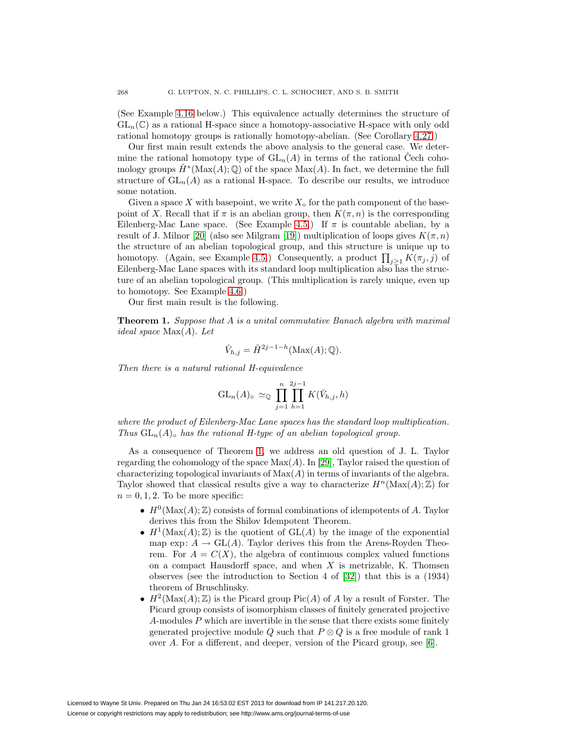(See Example 4.16 below.) This equivalence actually determines the structure of $\mathrm{GL}_n(\mathbb{C})$ as a rational H-space since a homotopy-associative H-space with only odd rational homotopy groups is rationally homotopy-abelian. (See Corollary 4.27.)

Our first main result extends the above analysis to the general case. We determine the rational homotopy type of $\mathrm{GL}_n(A)$ in terms of the rational Čech cohomology groups $\check{H}^*(\mathrm{Max}(A);\mathbb{Q})$ of the space $\mathrm{Max}(A)$. In fact, we determine the full structure of $\mathrm{GL}_n(A)$ as a rational H-space. To describe our results, we introduce some notation.

Given a space $X$ with basepoint, we write $X_\circ$ for the path component of the basepoint of $X$. Recall that if $\pi$ is an abelian group, then $K(\pi, n)$ is the corresponding Eilenberg-Mac Lane space. (See Example 4.5.) If $\pi$ is countable abelian, by a result of J. Milnor [20] (also see Milgram [19]) multiplication of loops gives $K(\pi, n)$ the structure of an abelian topological group, and this structure is unique up to homotopy. (Again, see Example 4.5.) Consequently, a product $\prod_{j\geq 1} K(\pi_j, j)$ of Eilenberg-Mac Lane spaces with its standard loop multiplication also has the structure of an abelian topological group. (This multiplication is rarely unique, even up to homotopy. See Example 4.6.)

Our first main result is the following.

**Theorem 1.** *Suppose that $A$ is a unital commutative Banach algebra with maximal ideal space $\mathrm{Max}(A)$. Let*

$$\check{V}_{h,j} = \check{H}^{2j-1-h}(\mathrm{Max}(A);\mathbb{Q}).$$

*Then there is a natural rational H-equivalence*

$$\mathrm{GL}_n(A)_\circ \simeq_{\mathbb{Q}} \prod_{j=1}^{n} \prod_{h=1}^{2j-1} K(\check{V}_{h,j}, h)$$

*where the product of Eilenberg-Mac Lane spaces has the standard loop multiplication. Thus $\mathrm{GL}_n(A)_\circ$ has the rational H-type of an abelian topological group.*

As a consequence of Theorem 1, we address an old question of J. L. Taylor regarding the cohomology of the space $\mathrm{Max}(A)$. In [29], Taylor raised the question of characterizing topological invariants of $\mathrm{Max}(A)$ in terms of invariants of the algebra. Taylor showed that classical results give a way to characterize $H^n(\mathrm{Max}(A);\mathbb{Z})$ for $n = 0, 1, 2$. To be more specific:

- $H^0(\mathrm{Max}(A);\mathbb{Z})$ consists of formal combinations of idempotents of $A$. Taylor derives this from the Shilov Idempotent Theorem.
- $H^1(\mathrm{Max}(A);\mathbb{Z})$ is the quotient of $\mathrm{GL}(A)$ by the image of the exponential map $\exp\colon A \to \mathrm{GL}(A)$. Taylor derives this from the Arens-Royden Theorem. For $A = C(X)$, the algebra of continuous complex valued functions on a compact Hausdorff space, and when $X$ is metrizable, K. Thomsen observes (see the introduction to Section 4 of [32]) that this is a (1934) theorem of Bruschlinsky.
- $H^2(\mathrm{Max}(A);\mathbb{Z})$ is the Picard group $\mathrm{Pic}(A)$ of $A$ by a result of Forster. The Picard group consists of isomorphism classes of finitely generated projective $A$-modules $P$ which are invertible in the sense that there exists some finitely generated projective module $Q$ such that $P \otimes Q$ is a free module of rank 1 over $A$. For a different, and deeper, version of the Picard group, see [6].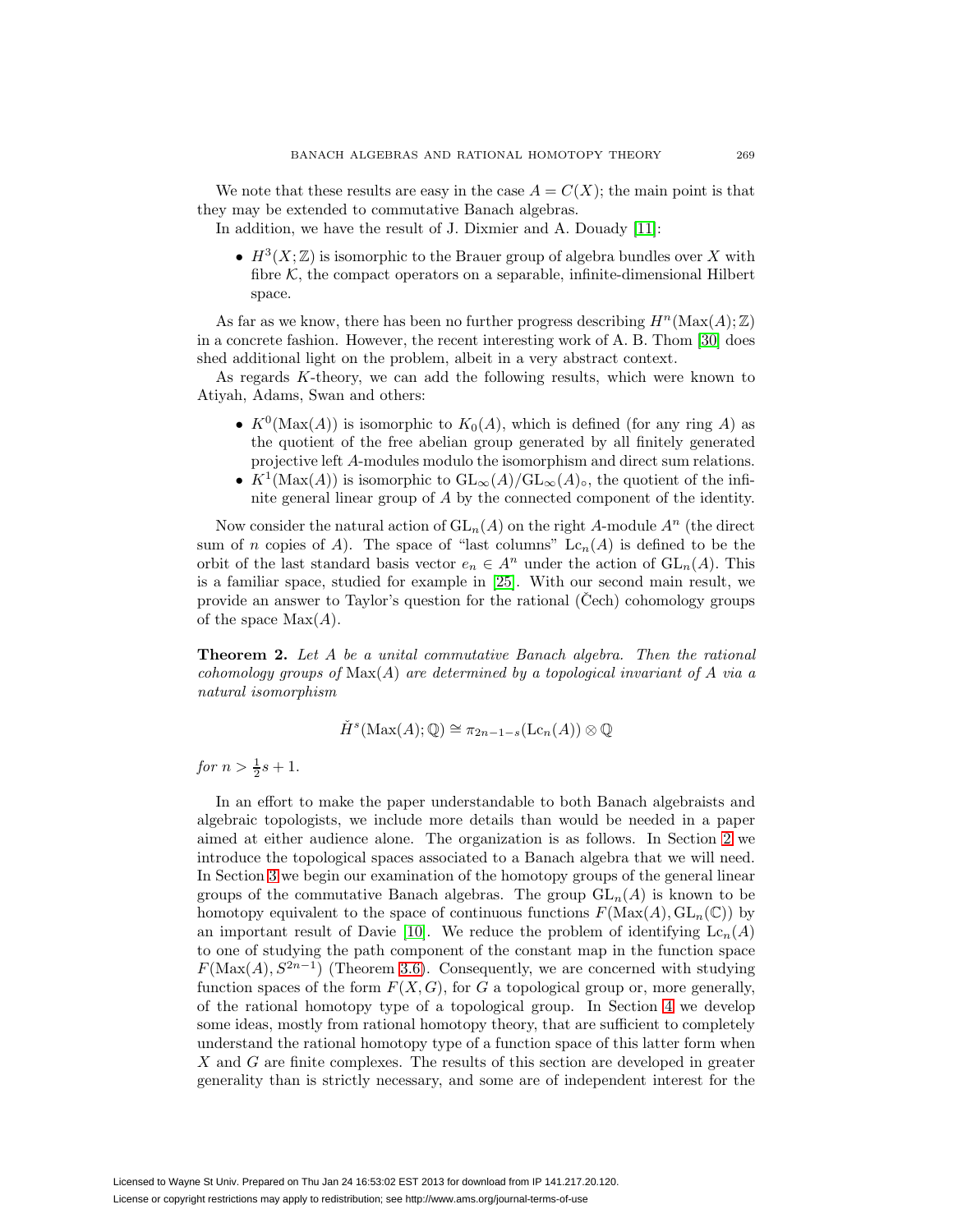We note that these results are easy in the case $A = C(X)$; the main point is that they may be extended to commutative Banach algebras.

In addition, we have the result of J. Dixmier and A. Douady [11]:

- $H^3(X;\mathbb{Z})$ is isomorphic to the Brauer group of algebra bundles over $X$ with fibre $\mathcal{K}$, the compact operators on a separable, infinite-dimensional Hilbert space.

As far as we know, there has been no further progress describing $H^n(\mathrm{Max}(A);\mathbb{Z})$ in a concrete fashion. However, the recent interesting work of A. B. Thom [30] does shed additional light on the problem, albeit in a very abstract context.

As regards $K$-theory, we can add the following results, which were known to Atiyah, Adams, Swan and others:

- $K^0(\mathrm{Max}(A))$ is isomorphic to $K_0(A)$, which is defined (for any ring $A$) as the quotient of the free abelian group generated by all finitely generated projective left $A$-modules modulo the isomorphism and direct sum relations.
- $K^1(\mathrm{Max}(A))$ is isomorphic to $\mathrm{GL}_\infty(A)/\mathrm{GL}_\infty(A)_\circ$, the quotient of the infinite general linear group of $A$ by the connected component of the identity.

Now consider the natural action of $\mathrm{GL}_n(A)$ on the right $A$-module $A^n$ (the direct sum of $n$ copies of $A$). The space of "last columns" $\mathrm{Lc}_n(A)$ is defined to be the orbit of the last standard basis vector $e_n \in A^n$ under the action of $\mathrm{GL}_n(A)$. This is a familiar space, studied for example in [25]. With our second main result, we provide an answer to Taylor's question for the rational (Čech) cohomology groups of the space $\mathrm{Max}(A)$.

**Theorem 2.** *Let $A$ be a unital commutative Banach algebra. Then the rational cohomology groups of $\mathrm{Max}(A)$ are determined by a topological invariant of $A$ via a natural isomorphism*

$$\check{H}^s(\mathrm{Max}(A);\mathbb{Q}) \cong \pi_{2n-1-s}(\mathrm{Lc}_n(A)) \otimes \mathbb{Q}$$

*for $n > \frac{1}{2}s + 1$.*

In an effort to make the paper understandable to both Banach algebraists and algebraic topologists, we include more details than would be needed in a paper aimed at either audience alone. The organization is as follows. In Section 2 we introduce the topological spaces associated to a Banach algebra that we will need. In Section 3 we begin our examination of the homotopy groups of the general linear groups of the commutative Banach algebras. The group $\mathrm{GL}_n(A)$ is known to be homotopy equivalent to the space of continuous functions $F(\mathrm{Max}(A), \mathrm{GL}_n(\mathbb{C}))$ by an important result of Davie [10]. We reduce the problem of identifying $\mathrm{Lc}_n(A)$ to one of studying the path component of the constant map in the function space $F(\mathrm{Max}(A), S^{2n-1})$ (Theorem 3.6). Consequently, we are concerned with studying function spaces of the form $F(X, G)$, for $G$ a topological group or, more generally, of the rational homotopy type of a topological group. In Section 4 we develop some ideas, mostly from rational homotopy theory, that are sufficient to completely understand the rational homotopy type of a function space of this latter form when $X$ and $G$ are finite complexes. The results of this section are developed in greater generality than is strictly necessary, and some are of independent interest for the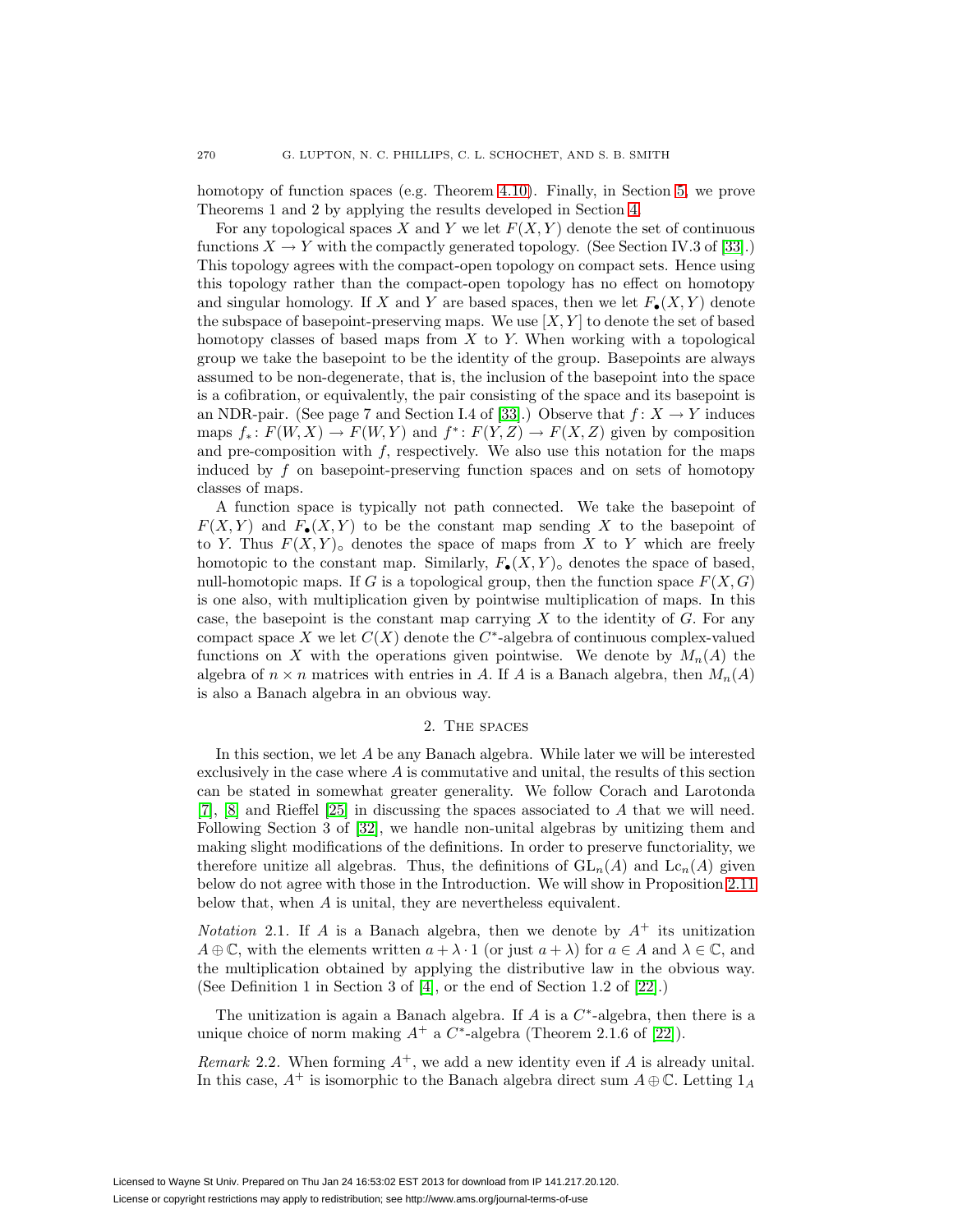homotopy of function spaces (e.g. Theorem 4.10). Finally, in Section 5, we prove Theorems 1 and 2 by applying the results developed in Section 4.

For any topological spaces $X$ and $Y$ we let $F(X, Y)$ denote the set of continuous functions $X \to Y$ with the compactly generated topology. (See Section IV.3 of [33].) This topology agrees with the compact-open topology on compact sets. Hence using this topology rather than the compact-open topology has no effect on homotopy and singular homology. If $X$ and $Y$ are based spaces, then we let $F_{\bullet}(X, Y)$ denote the subspace of basepoint-preserving maps. We use $[X, Y]$ to denote the set of based homotopy classes of based maps from $X$ to $Y$. When working with a topological group we take the basepoint to be the identity of the group. Basepoints are always assumed to be non-degenerate, that is, the inclusion of the basepoint into the space is a cofibration, or equivalently, the pair consisting of the space and its basepoint is an NDR-pair. (See page 7 and Section I.4 of [33].) Observe that $f \colon X \to Y$ induces maps $f_* \colon F(W, X) \to F(W, Y)$ and $f^* \colon F(Y, Z) \to F(X, Z)$ given by composition and pre-composition with $f$, respectively. We also use this notation for the maps induced by $f$ on basepoint-preserving function spaces and on sets of homotopy classes of maps.

A function space is typically not path connected. We take the basepoint of $F(X, Y)$ and $F_{\bullet}(X, Y)$ to be the constant map sending $X$ to the basepoint of to $Y$. Thus $F(X, Y)_{\circ}$ denotes the space of maps from $X$ to $Y$ which are freely homotopic to the constant map. Similarly, $F_{\bullet}(X, Y)_{\circ}$ denotes the space of based, null-homotopic maps. If $G$ is a topological group, then the function space $F(X, G)$ is one also, with multiplication given by pointwise multiplication of maps. In this case, the basepoint is the constant map carrying $X$ to the identity of $G$. For any compact space $X$ we let $C(X)$ denote the $C^*$-algebra of continuous complex-valued functions on $X$ with the operations given pointwise. We denote by $M_n(A)$ the algebra of $n \times n$ matrices with entries in $A$. If $A$ is a Banach algebra, then $M_n(A)$ is also a Banach algebra in an obvious way.

## 2. The spaces

In this section, we let $A$ be any Banach algebra. While later we will be interested exclusively in the case where $A$ is commutative and unital, the results of this section can be stated in somewhat greater generality. We follow Corach and Larotonda [7], [8] and Rieffel [25] in discussing the spaces associated to $A$ that we will need. Following Section 3 of [32], we handle non-unital algebras by unitizing them and making slight modifications of the definitions. In order to preserve functoriality, we therefore unitize all algebras. Thus, the definitions of $\mathrm{GL}_n(A)$ and $\mathrm{Lc}_n(A)$ given below do not agree with those in the Introduction. We will show in Proposition 2.11 below that, when $A$ is unital, they are nevertheless equivalent.

*Notation* 2.1. If $A$ is a Banach algebra, then we denote by $A^+$ its unitization $A \oplus \mathbb{C}$, with the elements written $a + \lambda \cdot 1$ (or just $a + \lambda$) for $a \in A$ and $\lambda \in \mathbb{C}$, and the multiplication obtained by applying the distributive law in the obvious way. (See Definition 1 in Section 3 of [4], or the end of Section 1.2 of [22].)

The unitization is again a Banach algebra. If $A$ is a $C^*$-algebra, then there is a unique choice of norm making $A^+$ a $C^*$-algebra (Theorem 2.1.6 of [22]).

*Remark* 2.2. When forming $A^+$, we add a new identity even if $A$ is already unital. In this case, $A^+$ is isomorphic to the Banach algebra direct sum $A \oplus \mathbb{C}$. Letting $1_A$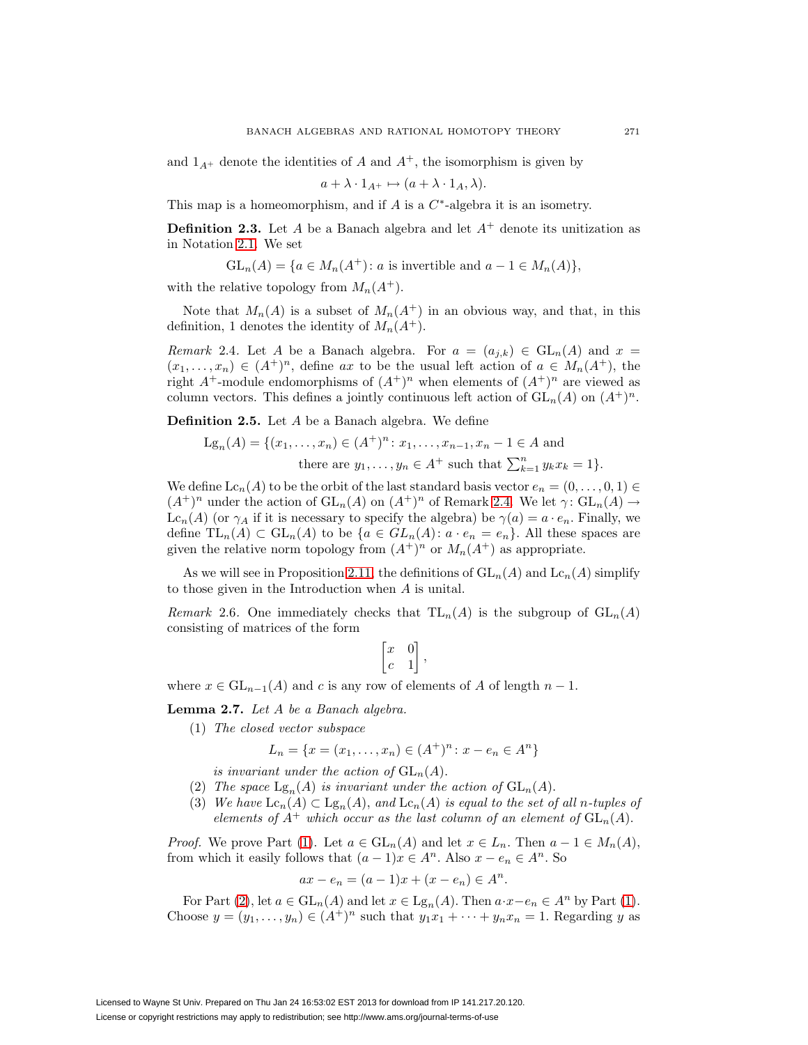and $1_{A^+}$ denote the identities of $A$ and $A^+$, the isomorphism is given by

$$a + \lambda \cdot 1_{A^+} \mapsto (a + \lambda \cdot 1_A, \lambda).$$

This map is a homeomorphism, and if $A$ is a $C^*$-algebra it is an isometry.

**Definition 2.3.** Let $A$ be a Banach algebra and let $A^+$ denote its unitization as in Notation 2.1. We set

$$\mathrm{GL}_n(A) = \{a \in M_n(A^+) \colon a \text{ is invertible and } a - 1 \in M_n(A)\},$$

with the relative topology from $M_n(A^+)$.

Note that $M_n(A)$ is a subset of $M_n(A^+)$ in an obvious way, and that, in this definition, 1 denotes the identity of $M_n(A^+)$.

*Remark* 2.4. Let $A$ be a Banach algebra. For $a = (a_{j,k}) \in \mathrm{GL}_n(A)$ and $x = (x_1, \ldots, x_n) \in (A^+)^n$, define $ax$ to be the usual left action of $a \in M_n(A^+)$, the right $A^+$-module endomorphisms of $(A^+)^n$ when elements of $(A^+)^n$ are viewed as column vectors. This defines a jointly continuous left action of $\mathrm{GL}_n(A)$ on $(A^+)^n$.

**Definition 2.5.** Let $A$ be a Banach algebra. We define

$$\mathrm{Lg}_n(A) = \{(x_1, \ldots, x_n) \in (A^+)^n \colon x_1, \ldots, x_{n-1}, x_n - 1 \in A \text{ and there are } y_1, \ldots, y_n \in A^+ \text{ such that } \textstyle\sum_{k=1}^n y_k x_k = 1\}.$$

We define $\mathrm{Lc}_n(A)$ to be the orbit of the last standard basis vector $e_n = (0, \ldots, 0, 1) \in (A^+)^n$ under the action of $\mathrm{GL}_n(A)$ on $(A^+)^n$ of Remark 2.4. We let $\gamma \colon \mathrm{GL}_n(A) \to \mathrm{Lc}_n(A)$ (or $\gamma_A$ if it is necessary to specify the algebra) be $\gamma(a) = a \cdot e_n$. Finally, we define $\mathrm{TL}_n(A) \subset \mathrm{GL}_n(A)$ to be $\{a \in GL_n(A) \colon a \cdot e_n = e_n\}$. All these spaces are given the relative norm topology from $(A^+)^n$ or $M_n(A^+)$ as appropriate.

As we will see in Proposition 2.11, the definitions of $\mathrm{GL}_n(A)$ and $\mathrm{Lc}_n(A)$ simplify to those given in the Introduction when $A$ is unital.

*Remark* 2.6. One immediately checks that $\mathrm{TL}_n(A)$ is the subgroup of $\mathrm{GL}_n(A)$ consisting of matrices of the form

$$\begin{bmatrix} x & 0 \\ c & 1 \end{bmatrix},$$

where $x \in \mathrm{GL}_{n-1}(A)$ and $c$ is any row of elements of $A$ of length $n - 1$.

**Lemma 2.7.** *Let $A$ be a Banach algebra.*

1. *The closed vector subspace*
$$L_n = \{x = (x_1, \ldots, x_n) \in (A^+)^n \colon x - e_n \in A^n\}$$
*is invariant under the action of* $\mathrm{GL}_n(A)$.
2. *The space* $\mathrm{Lg}_n(A)$ *is invariant under the action of* $\mathrm{GL}_n(A)$.
3. *We have* $\mathrm{Lc}_n(A) \subset \mathrm{Lg}_n(A)$, *and* $\mathrm{Lc}_n(A)$ *is equal to the set of all $n$-tuples of elements of $A^+$ which occur as the last column of an element of* $\mathrm{GL}_n(A)$.

*Proof.* We prove Part (1). Let $a \in \mathrm{GL}_n(A)$ and let $x \in L_n$. Then $a - 1 \in M_n(A)$, from which it easily follows that $(a - 1)x \in A^n$. Also $x - e_n \in A^n$. So

$$ax - e_n = (a - 1)x + (x - e_n) \in A^n.$$

For Part (2), let $a \in \mathrm{GL}_n(A)$ and let $x \in \mathrm{Lg}_n(A)$. Then $a \cdot x - e_n \in A^n$ by Part (1). Choose $y = (y_1, \ldots, y_n) \in (A^+)^n$ such that $y_1 x_1 + \cdots + y_n x_n = 1$. Regarding $y$ as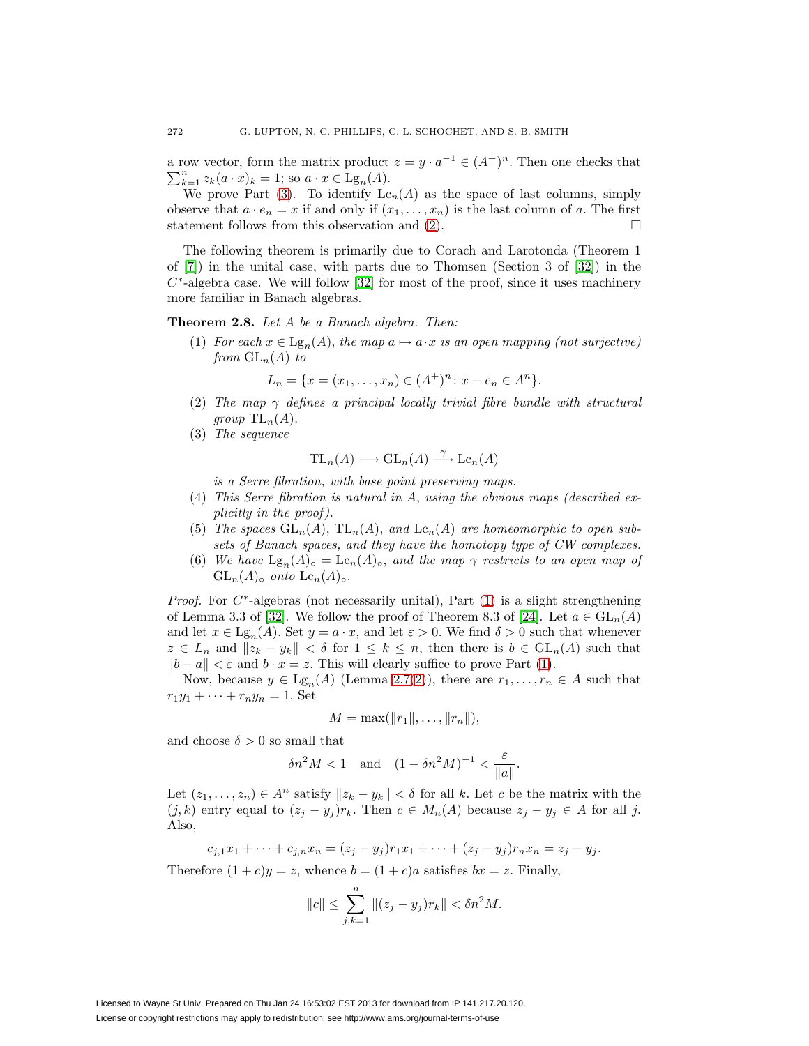a row vector, form the matrix product $z = y \cdot a^{-1} \in (A^+)^n$. Then one checks that $\sum_{k=1}^{n} z_k (a \cdot x)_k = 1$; so $a \cdot x \in \mathrm{Lg}_n(A)$.

We prove Part (3). To identify $\mathrm{Lc}_n(A)$ as the space of last columns, simply observe that $a \cdot e_n = x$ if and only if $(x_1, \ldots, x_n)$ is the last column of $a$. The first statement follows from this observation and (2). $\square$

The following theorem is primarily due to Corach and Larotonda (Theorem 1 of [7]) in the unital case, with parts due to Thomsen (Section 3 of [32]) in the $C^*$-algebra case. We will follow [32] for most of the proof, since it uses machinery more familiar in Banach algebras.

**Theorem 2.8.** *Let $A$ be a Banach algebra. Then:*

1. *For each $x \in \mathrm{Lg}_n(A)$, the map $a \mapsto a \cdot x$ is an open mapping (not surjective) from $\mathrm{GL}_n(A)$ to*
$$L_n = \{x = (x_1, \ldots, x_n) \in (A^+)^n : x - e_n \in A^n\}.$$
2. *The map $\gamma$ defines a principal locally trivial fibre bundle with structural group $\mathrm{TL}_n(A)$.*
3. *The sequence*
$$\mathrm{TL}_n(A) \longrightarrow \mathrm{GL}_n(A) \xrightarrow{\gamma} \mathrm{Lc}_n(A)$$
*is a Serre fibration, with base point preserving maps.*
4. *This Serre fibration is natural in $A$, using the obvious maps (described explicitly in the proof).*
5. *The spaces $\mathrm{GL}_n(A)$, $\mathrm{TL}_n(A)$, and $\mathrm{Lc}_n(A)$ are homeomorphic to open subsets of Banach spaces, and they have the homotopy type of CW complexes.*
6. *We have $\mathrm{Lg}_n(A)_\circ = \mathrm{Lc}_n(A)_\circ$, and the map $\gamma$ restricts to an open map of $\mathrm{GL}_n(A)_\circ$ onto $\mathrm{Lc}_n(A)_\circ$.*

*Proof.* For $C^*$-algebras (not necessarily unital), Part (1) is a slight strengthening of Lemma 3.3 of [32]. We follow the proof of Theorem 8.3 of [24]. Let $a \in \mathrm{GL}_n(A)$ and let $x \in \mathrm{Lg}_n(A)$. Set $y = a \cdot x$, and let $\varepsilon > 0$. We find $\delta > 0$ such that whenever $z \in L_n$ and $\|z_k - y_k\| < \delta$ for $1 \leq k \leq n$, then there is $b \in \mathrm{GL}_n(A)$ such that $\|b - a\| < \varepsilon$ and $b \cdot x = z$. This will clearly suffice to prove Part (1).

Now, because $y \in \mathrm{Lg}_n(A)$ (Lemma 2.7(2)), there are $r_1, \ldots, r_n \in A$ such that $r_1 y_1 + \cdots + r_n y_n = 1$. Set
$$M = \max(\|r_1\|, \ldots, \|r_n\|),$$
and choose $\delta > 0$ so small that
$$\delta n^2 M < 1 \quad \text{and} \quad (1 - \delta n^2 M)^{-1} < \frac{\varepsilon}{\|a\|}.$$
Let $(z_1, \ldots, z_n) \in A^n$ satisfy $\|z_k - y_k\| < \delta$ for all $k$. Let $c$ be the matrix with the $(j,k)$ entry equal to $(z_j - y_j) r_k$. Then $c \in M_n(A)$ because $z_j - y_j \in A$ for all $j$. Also,
$$c_{j,1} x_1 + \cdots + c_{j,n} x_n = (z_j - y_j) r_1 x_1 + \cdots + (z_j - y_j) r_n x_n = z_j - y_j.$$
Therefore $(1 + c) y = z$, whence $b = (1 + c) a$ satisfies $bx = z$. Finally,
$$\|c\| \leq \sum_{j,k=1}^{n} \|(z_j - y_j) r_k\| < \delta n^2 M.$$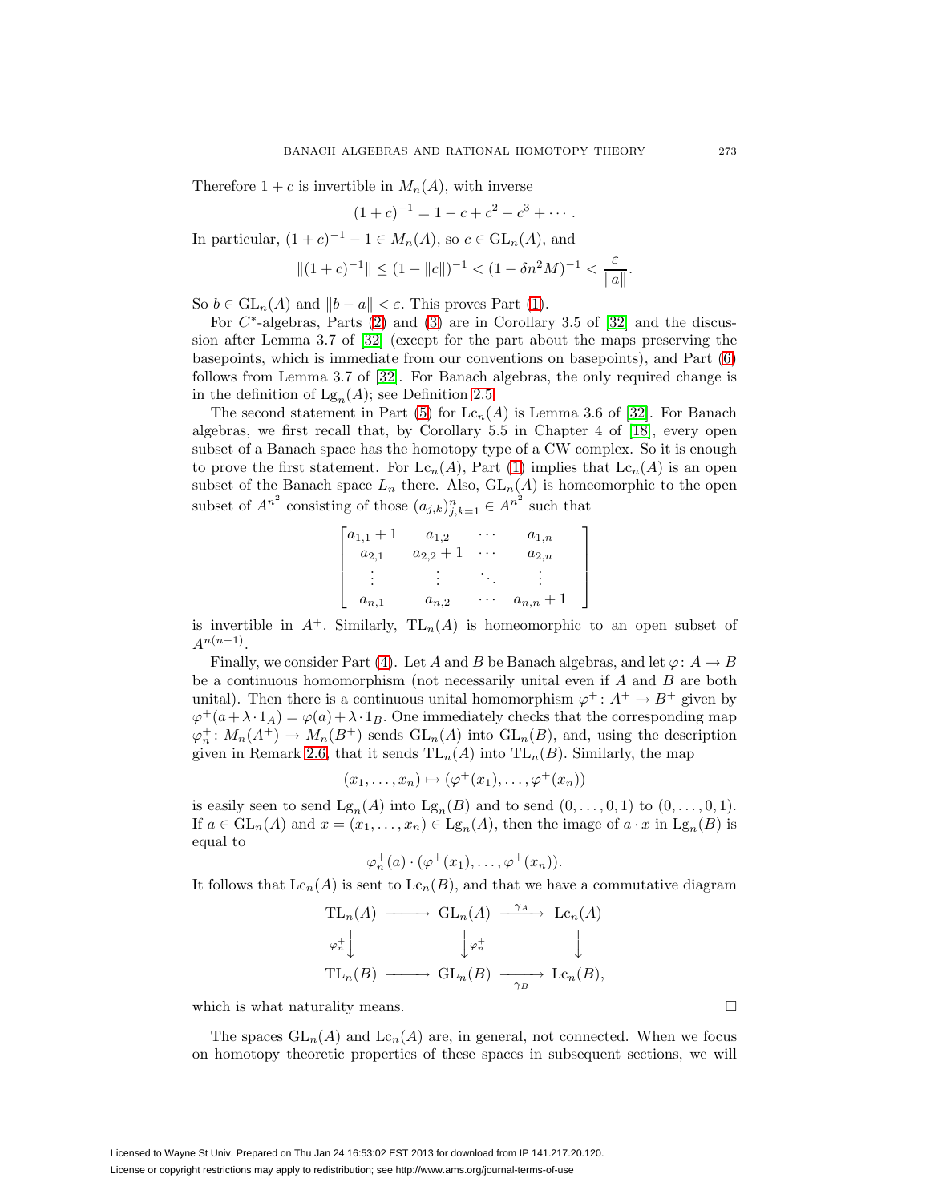Therefore $1 + c$ is invertible in $M_n(A)$, with inverse

$$(1+c)^{-1} = 1 - c + c^2 - c^3 + \cdots .$$

In particular, $(1+c)^{-1} - 1 \in M_n(A)$, so $c \in \mathrm{GL}_n(A)$, and

$$\|(1+c)^{-1}\| \leq (1 - \|c\|)^{-1} < (1 - \delta n^2 M)^{-1} < \frac{\varepsilon}{\|a\|}.$$

So $b \in \mathrm{GL}_n(A)$ and $\|b - a\| < \varepsilon$. This proves Part (1).

For $C^*$-algebras, Parts (2) and (3) are in Corollary 3.5 of [32] and the discussion after Lemma 3.7 of [32] (except for the part about the maps preserving the basepoints, which is immediate from our conventions on basepoints), and Part (6) follows from Lemma 3.7 of [32]. For Banach algebras, the only required change is in the definition of $\mathrm{Lg}_n(A)$; see Definition 2.5.

The second statement in Part (5) for $\mathrm{Lc}_n(A)$ is Lemma 3.6 of [32]. For Banach algebras, we first recall that, by Corollary 5.5 in Chapter 4 of [18], every open subset of a Banach space has the homotopy type of a CW complex. So it is enough to prove the first statement. For $\mathrm{Lc}_n(A)$, Part (1) implies that $\mathrm{Lc}_n(A)$ is an open subset of the Banach space $L_n$ there. Also, $\mathrm{GL}_n(A)$ is homeomorphic to the open subset of $A^{n^2}$ consisting of those $(a_{j,k})_{j,k=1}^n \in A^{n^2}$ such that

$$\begin{bmatrix} a_{1,1}+1 & a_{1,2} & \cdots & a_{1,n} \\ a_{2,1} & a_{2,2}+1 & \cdots & a_{2,n} \\ \vdots & \vdots & \ddots & \vdots \\ a_{n,1} & a_{n,2} & \cdots & a_{n,n}+1 \end{bmatrix}$$

is invertible in $A^+$. Similarly, $\mathrm{TL}_n(A)$ is homeomorphic to an open subset of $A^{n(n-1)}$.

Finally, we consider Part (4). Let $A$ and $B$ be Banach algebras, and let $\varphi \colon A \to B$ be a continuous homomorphism (not necessarily unital even if $A$ and $B$ are both unital). Then there is a continuous unital homomorphism $\varphi^+ \colon A^+ \to B^+$ given by $\varphi^+(a + \lambda \cdot 1_A) = \varphi(a) + \lambda \cdot 1_B$. One immediately checks that the corresponding map $\varphi_n^+ \colon M_n(A^+) \to M_n(B^+)$ sends $\mathrm{GL}_n(A)$ into $\mathrm{GL}_n(B)$, and, using the description given in Remark 2.6, that it sends $\mathrm{TL}_n(A)$ into $\mathrm{TL}_n(B)$. Similarly, the map

$$(x_1, \ldots, x_n) \mapsto (\varphi^+(x_1), \ldots, \varphi^+(x_n))$$

is easily seen to send $\mathrm{Lg}_n(A)$ into $\mathrm{Lg}_n(B)$ and to send $(0, \ldots, 0, 1)$ to $(0, \ldots, 0, 1)$. If $a \in \mathrm{GL}_n(A)$ and $x = (x_1, \ldots, x_n) \in \mathrm{Lg}_n(A)$, then the image of $a \cdot x$ in $\mathrm{Lg}_n(B)$ is equal to

$$\varphi_n^+(a) \cdot (\varphi^+(x_1), \ldots, \varphi^+(x_n)).$$

It follows that $\mathrm{Lc}_n(A)$ is sent to $\mathrm{Lc}_n(B)$, and that we have a commutative diagram

$$\begin{array}{ccccc} \mathrm{TL}_n(A) & \longrightarrow & \mathrm{GL}_n(A) & \xrightarrow{\gamma_A} & \mathrm{Lc}_n(A) \\ {\scriptstyle \varphi_n^+}\downarrow & & \downarrow{\scriptstyle \varphi_n^+} & & \downarrow \\ \mathrm{TL}_n(B) & \longrightarrow & \mathrm{GL}_n(B) & \xrightarrow[\gamma_B]{} & \mathrm{Lc}_n(B), \end{array}$$

which is what naturality means. $\square$

The spaces $\mathrm{GL}_n(A)$ and $\mathrm{Lc}_n(A)$ are, in general, not connected. When we focus on homotopy theoretic properties of these spaces in subsequent sections, we will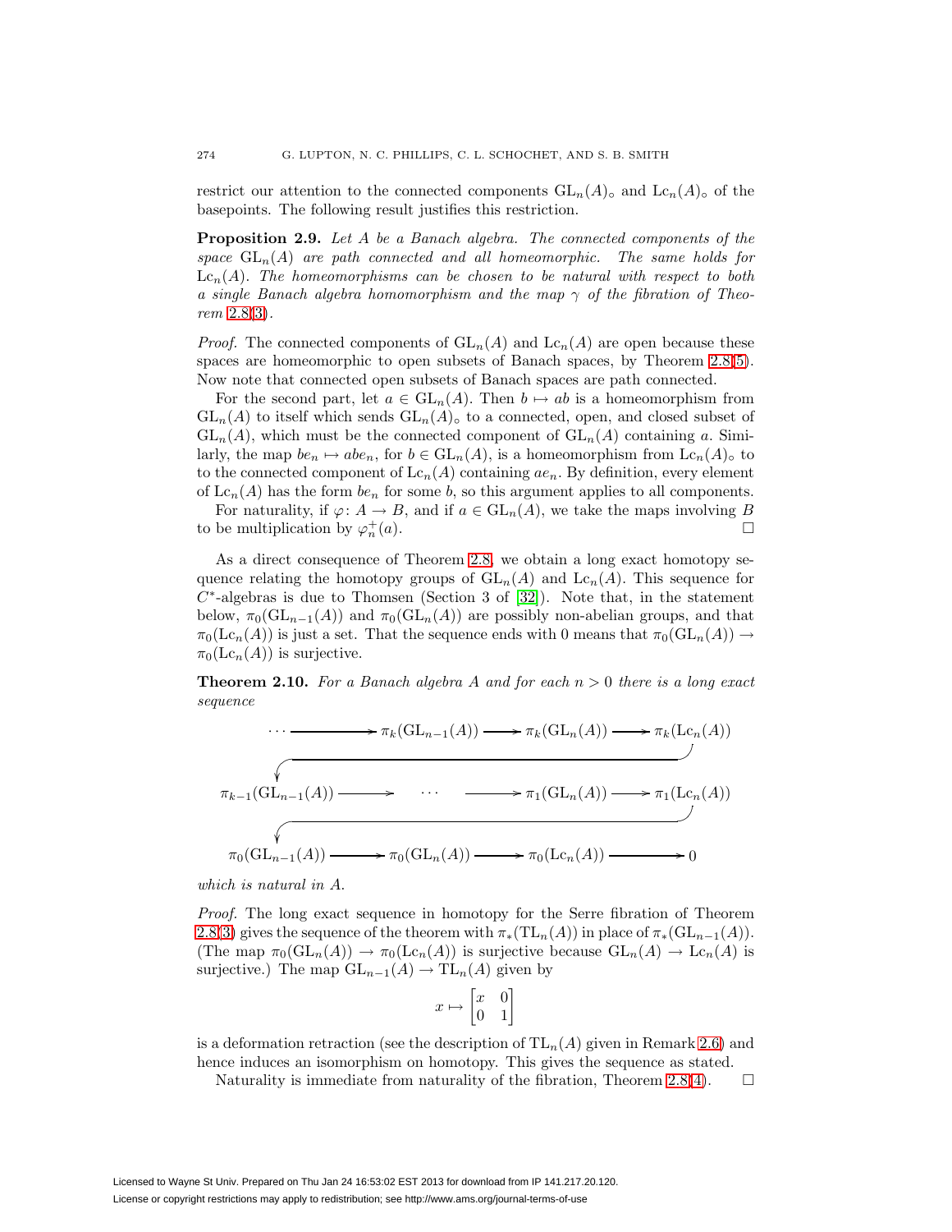restrict our attention to the connected components $\mathrm{GL}_n(A)_\circ$ and $\mathrm{Lc}_n(A)_\circ$ of the basepoints. The following result justifies this restriction.

**Proposition 2.9.** *Let $A$ be a Banach algebra. The connected components of the space $\mathrm{GL}_n(A)$ are path connected and all homeomorphic. The same holds for $\mathrm{Lc}_n(A)$. The homeomorphisms can be chosen to be natural with respect to both a single Banach algebra homomorphism and the map $\gamma$ of the fibration of Theorem 2.8(3).*

*Proof.* The connected components of $\mathrm{GL}_n(A)$ and $\mathrm{Lc}_n(A)$ are open because these spaces are homeomorphic to open subsets of Banach spaces, by Theorem 2.8(5). Now note that connected open subsets of Banach spaces are path connected.

For the second part, let $a \in \mathrm{GL}_n(A)$. Then $b \mapsto ab$ is a homeomorphism from $\mathrm{GL}_n(A)$ to itself which sends $\mathrm{GL}_n(A)_\circ$ to a connected, open, and closed subset of $\mathrm{GL}_n(A)$, which must be the connected component of $\mathrm{GL}_n(A)$ containing $a$. Similarly, the map $be_n \mapsto abe_n$, for $b \in \mathrm{GL}_n(A)$, is a homeomorphism from $\mathrm{Lc}_n(A)_\circ$ to to the connected component of $\mathrm{Lc}_n(A)$ containing $ae_n$. By definition, every element of $\mathrm{Lc}_n(A)$ has the form $be_n$ for some $b$, so this argument applies to all components.

For naturality, if $\varphi\colon A \to B$, and if $a \in \mathrm{GL}_n(A)$, we take the maps involving $B$ to be multiplication by $\varphi_n^+(a)$. $\square$

As a direct consequence of Theorem 2.8, we obtain a long exact homotopy sequence relating the homotopy groups of $\mathrm{GL}_n(A)$ and $\mathrm{Lc}_n(A)$. This sequence for $C^*$-algebras is due to Thomsen (Section 3 of [32]). Note that, in the statement below, $\pi_0(\mathrm{GL}_{n-1}(A))$ and $\pi_0(\mathrm{GL}_n(A))$ are possibly non-abelian groups, and that $\pi_0(\mathrm{Lc}_n(A))$ is just a set. That the sequence ends with 0 means that $\pi_0(\mathrm{GL}_n(A)) \to \pi_0(\mathrm{Lc}_n(A))$ is surjective.

**Theorem 2.10.** *For a Banach algebra $A$ and for each $n > 0$ there is a long exact sequence*

$$\cdots \longrightarrow \pi_k(\mathrm{GL}_{n-1}(A)) \longrightarrow \pi_k(\mathrm{GL}_n(A)) \longrightarrow \pi_k(\mathrm{Lc}_n(A)) \longrightarrow$$
$$\pi_{k-1}(\mathrm{GL}_{n-1}(A)) \longrightarrow \cdots \longrightarrow \pi_1(\mathrm{GL}_n(A)) \longrightarrow \pi_1(\mathrm{Lc}_n(A)) \longrightarrow$$
$$\pi_0(\mathrm{GL}_{n-1}(A)) \longrightarrow \pi_0(\mathrm{GL}_n(A)) \longrightarrow \pi_0(\mathrm{Lc}_n(A)) \longrightarrow 0$$

*which is natural in $A$.*

*Proof.* The long exact sequence in homotopy for the Serre fibration of Theorem 2.8(3) gives the sequence of the theorem with $\pi_*(\mathrm{TL}_n(A))$ in place of $\pi_*(\mathrm{GL}_{n-1}(A))$. (The map $\pi_0(\mathrm{GL}_n(A)) \to \pi_0(\mathrm{Lc}_n(A))$ is surjective because $\mathrm{GL}_n(A) \to \mathrm{Lc}_n(A)$ is surjective.) The map $\mathrm{GL}_{n-1}(A) \to \mathrm{TL}_n(A)$ given by

$$x \mapsto \begin{bmatrix} x & 0 \\ 0 & 1 \end{bmatrix}$$

is a deformation retraction (see the description of $\mathrm{TL}_n(A)$ given in Remark 2.6) and hence induces an isomorphism on homotopy. This gives the sequence as stated.

Naturality is immediate from naturality of the fibration, Theorem 2.8(4). $\square$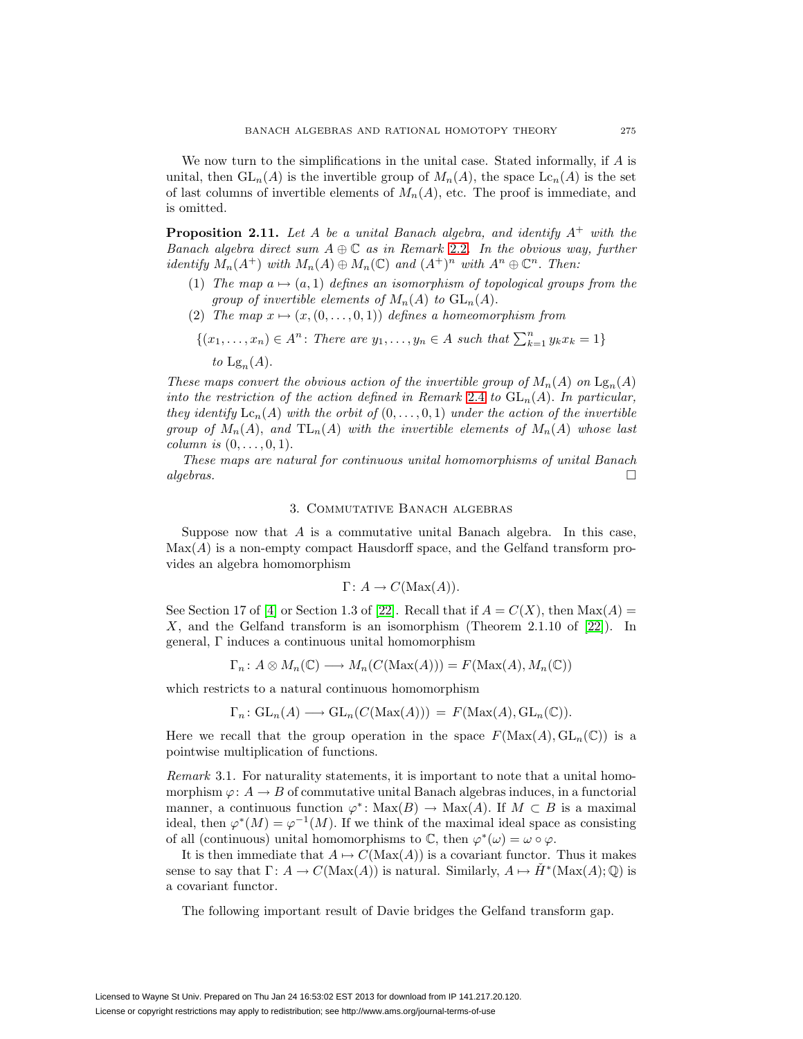We now turn to the simplifications in the unital case. Stated informally, if $A$ is unital, then $\mathrm{GL}_n(A)$ is the invertible group of $M_n(A)$, the space $\mathrm{Lc}_n(A)$ is the set of last columns of invertible elements of $M_n(A)$, etc. The proof is immediate, and is omitted.

**Proposition 2.11.** *Let $A$ be a unital Banach algebra, and identify $A^+$ with the Banach algebra direct sum $A \oplus \mathbb{C}$ as in Remark 2.2. In the obvious way, further identify $M_n(A^+)$ with $M_n(A) \oplus M_n(\mathbb{C})$ and $(A^+)^n$ with $A^n \oplus \mathbb{C}^n$. Then:*

1. *The map $a \mapsto (a, 1)$ defines an isomorphism of topological groups from the group of invertible elements of $M_n(A)$ to $\mathrm{GL}_n(A)$.*
2. *The map $x \mapsto (x, (0, \ldots, 0, 1))$ defines a homeomorphism from*

   $$\{(x_1, \ldots, x_n) \in A^n \colon \text{There are } y_1, \ldots, y_n \in A \text{ such that } \textstyle\sum_{k=1}^n y_k x_k = 1\}$$

   *to $\mathrm{Lg}_n(A)$.*

*These maps convert the obvious action of the invertible group of $M_n(A)$ on $\mathrm{Lg}_n(A)$ into the restriction of the action defined in Remark 2.4 to $\mathrm{GL}_n(A)$. In particular, they identify $\mathrm{Lc}_n(A)$ with the orbit of $(0, \ldots, 0, 1)$ under the action of the invertible group of $M_n(A)$, and $\mathrm{TL}_n(A)$ with the invertible elements of $M_n(A)$ whose last column is $(0, \ldots, 0, 1)$.*

*These maps are natural for continuous unital homomorphisms of unital Banach algebras.* □

## 3. Commutative Banach algebras

Suppose now that $A$ is a commutative unital Banach algebra. In this case, $\mathrm{Max}(A)$ is a non-empty compact Hausdorff space, and the Gelfand transform provides an algebra homomorphism

$$\Gamma \colon A \to C(\mathrm{Max}(A)).$$

See Section 17 of [4] or Section 1.3 of [22]. Recall that if $A = C(X)$, then $\mathrm{Max}(A) = X$, and the Gelfand transform is an isomorphism (Theorem 2.1.10 of [22]). In general, $\Gamma$ induces a continuous unital homomorphism

$$\Gamma_n \colon A \otimes M_n(\mathbb{C}) \longrightarrow M_n(C(\mathrm{Max}(A))) = F(\mathrm{Max}(A), M_n(\mathbb{C}))$$

which restricts to a natural continuous homomorphism

$$\Gamma_n \colon \mathrm{GL}_n(A) \longrightarrow \mathrm{GL}_n(C(\mathrm{Max}(A))) \; = \; F(\mathrm{Max}(A), \mathrm{GL}_n(\mathbb{C})).$$

Here we recall that the group operation in the space $F(\mathrm{Max}(A), \mathrm{GL}_n(\mathbb{C}))$ is a pointwise multiplication of functions.

*Remark* 3.1. For naturality statements, it is important to note that a unital homomorphism $\varphi \colon A \to B$ of commutative unital Banach algebras induces, in a functorial manner, a continuous function $\varphi^* \colon \mathrm{Max}(B) \to \mathrm{Max}(A)$. If $M \subset B$ is a maximal ideal, then $\varphi^*(M) = \varphi^{-1}(M)$. If we think of the maximal ideal space as consisting of all (continuous) unital homomorphisms to $\mathbb{C}$, then $\varphi^*(\omega) = \omega \circ \varphi$.

It is then immediate that $A \mapsto C(\mathrm{Max}(A))$ is a covariant functor. Thus it makes sense to say that $\Gamma \colon A \to C(\mathrm{Max}(A))$ is natural. Similarly, $A \mapsto \check{H}^*(\mathrm{Max}(A); \mathbb{Q})$ is a covariant functor.

The following important result of Davie bridges the Gelfand transform gap.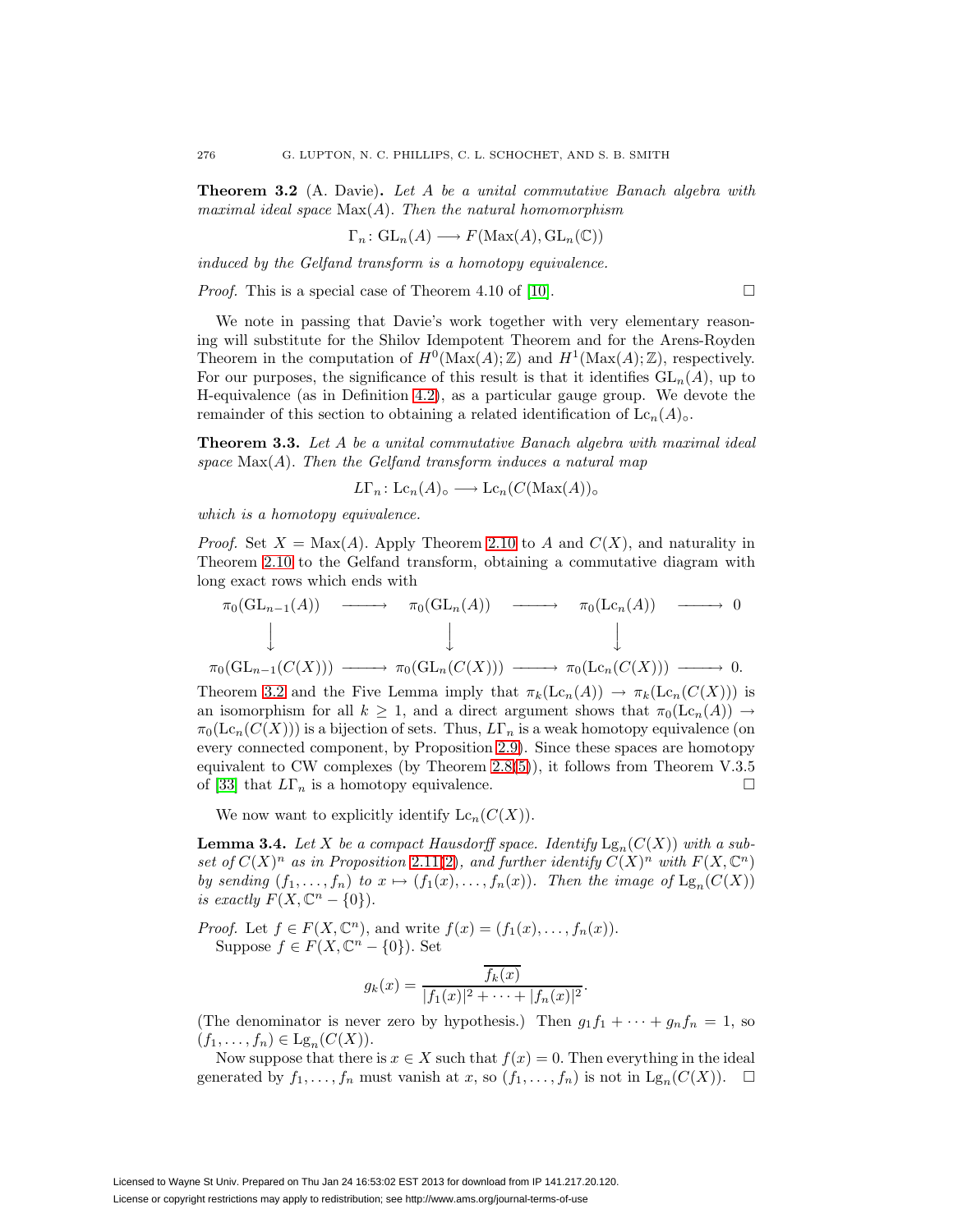**Theorem 3.2** (A. Davie)**.** *Let $A$ be a unital commutative Banach algebra with maximal ideal space $\mathrm{Max}(A)$. Then the natural homomorphism*

$$\Gamma_n \colon \mathrm{GL}_n(A) \longrightarrow F(\mathrm{Max}(A), \mathrm{GL}_n(\mathbb{C}))$$

*induced by the Gelfand transform is a homotopy equivalence.*

*Proof.* This is a special case of Theorem 4.10 of [10]. □

We note in passing that Davie's work together with very elementary reasoning will substitute for the Shilov Idempotent Theorem and for the Arens-Royden Theorem in the computation of $H^0(\mathrm{Max}(A); \mathbb{Z})$ and $H^1(\mathrm{Max}(A); \mathbb{Z})$, respectively. For our purposes, the significance of this result is that it identifies $\mathrm{GL}_n(A)$, up to H-equivalence (as in Definition 4.2), as a particular gauge group. We devote the remainder of this section to obtaining a related identification of $\mathrm{Lc}_n(A)_\circ$.

**Theorem 3.3.** *Let $A$ be a unital commutative Banach algebra with maximal ideal space $\mathrm{Max}(A)$. Then the Gelfand transform induces a natural map*

$$L\Gamma_n \colon \mathrm{Lc}_n(A)_\circ \longrightarrow \mathrm{Lc}_n(C(\mathrm{Max}(A))_\circ$$

*which is a homotopy equivalence.*

*Proof.* Set $X = \mathrm{Max}(A)$. Apply Theorem 2.10 to $A$ and $C(X)$, and naturality in Theorem 2.10 to the Gelfand transform, obtaining a commutative diagram with long exact rows which ends with

$$\begin{array}{ccccccc}
\pi_0(\mathrm{GL}_{n-1}(A)) & \longrightarrow & \pi_0(\mathrm{GL}_n(A)) & \longrightarrow & \pi_0(\mathrm{Lc}_n(A)) & \longrightarrow & 0 \\
\downarrow & & \downarrow & & \downarrow & & \\
\pi_0(\mathrm{GL}_{n-1}(C(X))) & \longrightarrow & \pi_0(\mathrm{GL}_n(C(X))) & \longrightarrow & \pi_0(\mathrm{Lc}_n(C(X))) & \longrightarrow & 0.
\end{array}$$

Theorem 3.2 and the Five Lemma imply that $\pi_k(\mathrm{Lc}_n(A)) \to \pi_k(\mathrm{Lc}_n(C(X)))$ is an isomorphism for all $k \geq 1$, and a direct argument shows that $\pi_0(\mathrm{Lc}_n(A)) \to \pi_0(\mathrm{Lc}_n(C(X)))$ is a bijection of sets. Thus, $L\Gamma_n$ is a weak homotopy equivalence (on every connected component, by Proposition 2.9). Since these spaces are homotopy equivalent to CW complexes (by Theorem 2.8(5)), it follows from Theorem V.3.5 of [33] that $L\Gamma_n$ is a homotopy equivalence. □

We now want to explicitly identify $\mathrm{Lc}_n(C(X))$.

**Lemma 3.4.** *Let $X$ be a compact Hausdorff space. Identify $\mathrm{Lg}_n(C(X))$ with a subset of $C(X)^n$ as in Proposition 2.11(2), and further identify $C(X)^n$ with $F(X, \mathbb{C}^n)$ by sending $(f_1, \ldots, f_n)$ to $x \mapsto (f_1(x), \ldots, f_n(x))$. Then the image of $\mathrm{Lg}_n(C(X))$ is exactly $F(X, \mathbb{C}^n - \{0\})$.*

*Proof.* Let $f \in F(X, \mathbb{C}^n)$, and write $f(x) = (f_1(x), \ldots, f_n(x))$.

Suppose $f \in F(X, \mathbb{C}^n - \{0\})$. Set

$$g_k(x) = \frac{\overline{f_k(x)}}{|f_1(x)|^2 + \cdots + |f_n(x)|^2}.$$

(The denominator is never zero by hypothesis.) Then $g_1 f_1 + \cdots + g_n f_n = 1$, so $(f_1, \ldots, f_n) \in \mathrm{Lg}_n(C(X))$.

Now suppose that there is $x \in X$ such that $f(x) = 0$. Then everything in the ideal generated by $f_1, \ldots, f_n$ must vanish at $x$, so $(f_1, \ldots, f_n)$ is not in $\mathrm{Lg}_n(C(X))$. □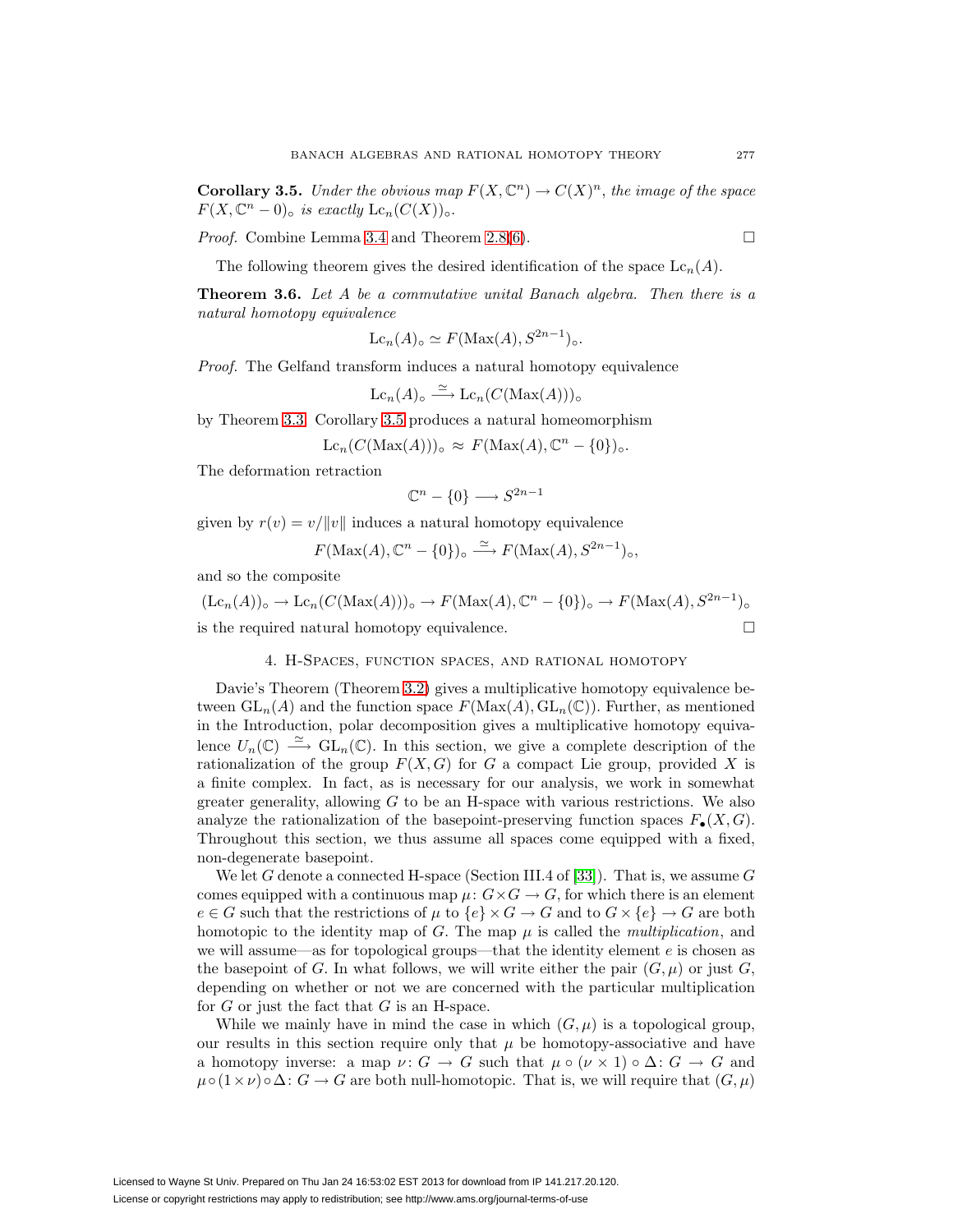**Corollary 3.5.** *Under the obvious map $F(X, \mathbb{C}^n) \to C(X)^n$, the image of the space $F(X, \mathbb{C}^n - 0)_\circ$ is exactly $\mathrm{Lc}_n(C(X))_\circ$.*

*Proof.* Combine Lemma 3.4 and Theorem 2.8(6). □

The following theorem gives the desired identification of the space $\mathrm{Lc}_n(A)$.

**Theorem 3.6.** *Let $A$ be a commutative unital Banach algebra. Then there is a natural homotopy equivalence*

$$\mathrm{Lc}_n(A)_\circ \simeq F(\mathrm{Max}(A), S^{2n-1})_\circ.$$

*Proof.* The Gelfand transform induces a natural homotopy equivalence

$$\mathrm{Lc}_n(A)_\circ \xrightarrow{\simeq} \mathrm{Lc}_n(C(\mathrm{Max}(A)))_\circ$$

by Theorem 3.3. Corollary 3.5 produces a natural homeomorphism

$$\mathrm{Lc}_n(C(\mathrm{Max}(A)))_\circ \approx F(\mathrm{Max}(A), \mathbb{C}^n - \{0\})_\circ.$$

The deformation retraction

$$\mathbb{C}^n - \{0\} \longrightarrow S^{2n-1}$$

given by $r(v) = v/\|v\|$ induces a natural homotopy equivalence

$$F(\mathrm{Max}(A), \mathbb{C}^n - \{0\})_\circ \xrightarrow{\simeq} F(\mathrm{Max}(A), S^{2n-1})_\circ,$$

and so the composite

$$(\mathrm{Lc}_n(A))_\circ \to \mathrm{Lc}_n(C(\mathrm{Max}(A)))_\circ \to F(\mathrm{Max}(A), \mathbb{C}^n - \{0\})_\circ \to F(\mathrm{Max}(A), S^{2n-1})_\circ$$

is the required natural homotopy equivalence. □

## 4. H-Spaces, function spaces, and rational homotopy

Davie's Theorem (Theorem 3.2) gives a multiplicative homotopy equivalence between $\mathrm{GL}_n(A)$ and the function space $F(\mathrm{Max}(A), \mathrm{GL}_n(\mathbb{C}))$. Further, as mentioned in the Introduction, polar decomposition gives a multiplicative homotopy equivalence $U_n(\mathbb{C}) \xrightarrow{\simeq} \mathrm{GL}_n(\mathbb{C})$. In this section, we give a complete description of the rationalization of the group $F(X, G)$ for $G$ a compact Lie group, provided $X$ is a finite complex. In fact, as is necessary for our analysis, we work in somewhat greater generality, allowing $G$ to be an H-space with various restrictions. We also analyze the rationalization of the basepoint-preserving function spaces $F_\bullet(X, G)$. Throughout this section, we thus assume all spaces come equipped with a fixed, non-degenerate basepoint.

We let $G$ denote a connected H-space (Section III.4 of [33]). That is, we assume $G$ comes equipped with a continuous map $\mu\colon G \times G \to G$, for which there is an element $e \in G$ such that the restrictions of $\mu$ to $\{e\} \times G \to G$ and to $G \times \{e\} \to G$ are both homotopic to the identity map of $G$. The map $\mu$ is called the *multiplication*, and we will assume—as for topological groups—that the identity element $e$ is chosen as the basepoint of $G$. In what follows, we will write either the pair $(G, \mu)$ or just $G$, depending on whether or not we are concerned with the particular multiplication for $G$ or just the fact that $G$ is an H-space.

While we mainly have in mind the case in which $(G, \mu)$ is a topological group, our results in this section require only that $\mu$ be homotopy-associative and have a homotopy inverse: a map $\nu\colon G \to G$ such that $\mu \circ (\nu \times 1) \circ \Delta\colon G \to G$ and $\mu \circ (1 \times \nu) \circ \Delta\colon G \to G$ are both null-homotopic. That is, we will require that $(G, \mu)$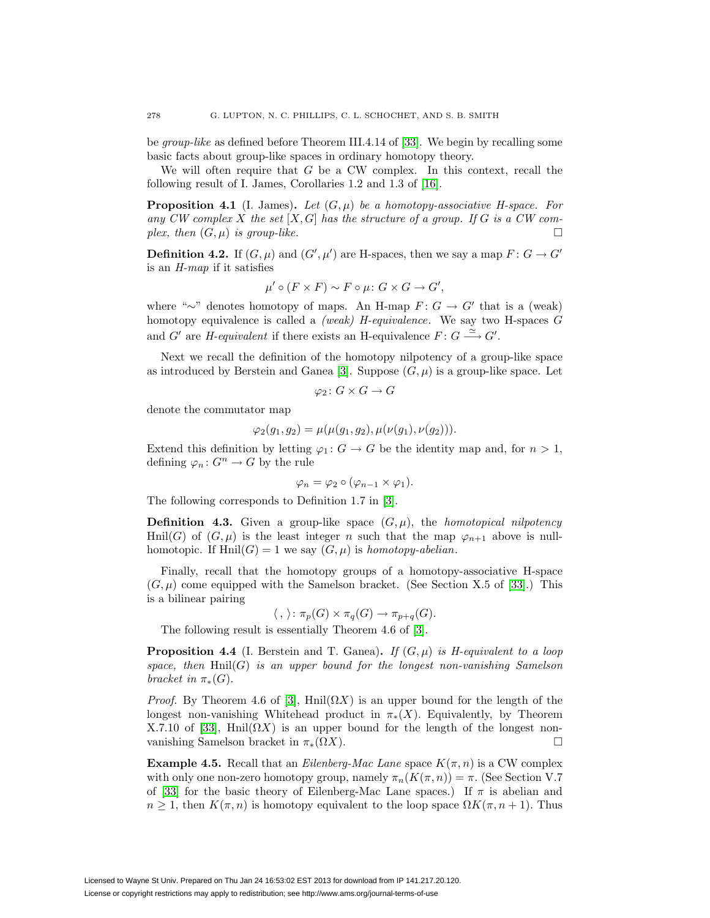be *group-like* as defined before Theorem III.4.14 of [33]. We begin by recalling some basic facts about group-like spaces in ordinary homotopy theory.

We will often require that $G$ be a CW complex. In this context, recall the following result of I. James, Corollaries 1.2 and 1.3 of [16].

**Proposition 4.1** (I. James). *Let $(G, \mu)$ be a homotopy-associative H-space. For any CW complex $X$ the set $[X, G]$ has the structure of a group. If $G$ is a CW complex, then $(G, \mu)$ is group-like.* □

**Definition 4.2.** If $(G, \mu)$ and $(G', \mu')$ are H-spaces, then we say a map $F\colon G \to G'$ is an *H-map* if it satisfies

$$\mu' \circ (F \times F) \sim F \circ \mu \colon G \times G \to G',$$

where "$\sim$" denotes homotopy of maps. An H-map $F\colon G \to G'$ that is a (weak) homotopy equivalence is called a *(weak) H-equivalence*. We say two H-spaces $G$ and $G'$ are *H-equivalent* if there exists an H-equivalence $F\colon G \xrightarrow{\simeq} G'$.

Next we recall the definition of the homotopy nilpotency of a group-like space as introduced by Berstein and Ganea [3]. Suppose $(G, \mu)$ is a group-like space. Let

$$\varphi_2 \colon G \times G \to G$$

denote the commutator map

$$\varphi_2(g_1, g_2) = \mu(\mu(g_1, g_2), \mu(\nu(g_1), \nu(g_2))).$$

Extend this definition by letting $\varphi_1\colon G \to G$ be the identity map and, for $n > 1$, defining $\varphi_n\colon G^n \to G$ by the rule

$$\varphi_n = \varphi_2 \circ (\varphi_{n-1} \times \varphi_1).$$

The following corresponds to Definition 1.7 in [3].

**Definition 4.3.** Given a group-like space $(G, \mu)$, the *homotopical nilpotency* $\mathrm{Hnil}(G)$ of $(G, \mu)$ is the least integer $n$ such that the map $\varphi_{n+1}$ above is null-homotopic. If $\mathrm{Hnil}(G) = 1$ we say $(G, \mu)$ is *homotopy-abelian*.

Finally, recall that the homotopy groups of a homotopy-associative H-space $(G, \mu)$ come equipped with the Samelson bracket. (See Section X.5 of [33].) This is a bilinear pairing

$$\langle\, , \rangle \colon \pi_p(G) \times \pi_q(G) \to \pi_{p+q}(G).$$

The following result is essentially Theorem 4.6 of [3].

**Proposition 4.4** (I. Berstein and T. Ganea). *If $(G, \mu)$ is H-equivalent to a loop space, then $\mathrm{Hnil}(G)$ is an upper bound for the longest non-vanishing Samelson bracket in $\pi_*(G)$.*

*Proof.* By Theorem 4.6 of [3], $\mathrm{Hnil}(\Omega X)$ is an upper bound for the length of the longest non-vanishing Whitehead product in $\pi_*(X)$. Equivalently, by Theorem X.7.10 of [33], $\mathrm{Hnil}(\Omega X)$ is an upper bound for the length of the longest non-vanishing Samelson bracket in $\pi_*(\Omega X)$. □

**Example 4.5.** Recall that an *Eilenberg-Mac Lane* space $K(\pi, n)$ is a CW complex with only one non-zero homotopy group, namely $\pi_n(K(\pi, n)) = \pi$. (See Section V.7 of [33] for the basic theory of Eilenberg-Mac Lane spaces.) If $\pi$ is abelian and $n \geq 1$, then $K(\pi, n)$ is homotopy equivalent to the loop space $\Omega K(\pi, n+1)$. Thus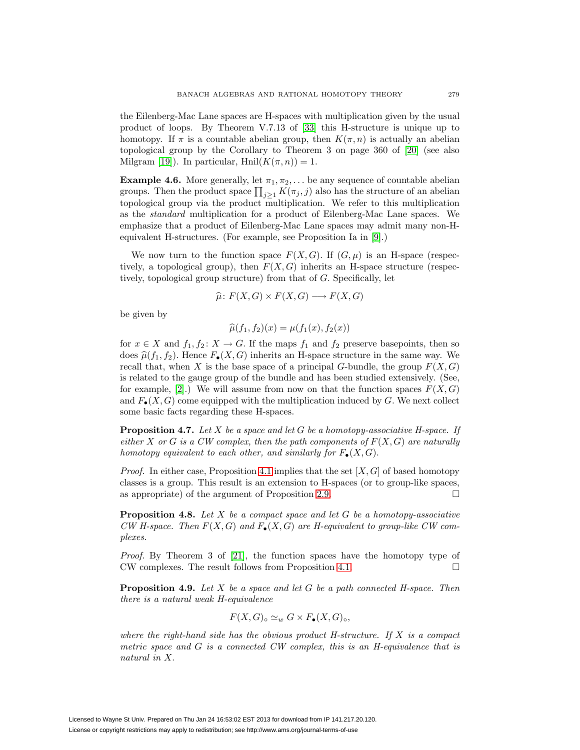the Eilenberg-Mac Lane spaces are H-spaces with multiplication given by the usual product of loops. By Theorem V.7.13 of [33] this H-structure is unique up to homotopy. If $\pi$ is a countable abelian group, then $K(\pi, n)$ is actually an abelian topological group by the Corollary to Theorem 3 on page 360 of [20] (see also Milgram [19]). In particular, $\mathrm{Hnil}(K(\pi, n)) = 1$.

**Example 4.6.** More generally, let $\pi_1, \pi_2, \ldots$ be any sequence of countable abelian groups. Then the product space $\prod_{j \geq 1} K(\pi_j, j)$ also has the structure of an abelian topological group via the product multiplication. We refer to this multiplication as the *standard* multiplication for a product of Eilenberg-Mac Lane spaces. We emphasize that a product of Eilenberg-Mac Lane spaces may admit many non-H-equivalent H-structures. (For example, see Proposition Ia in [9].)

We now turn to the function space $F(X, G)$. If $(G, \mu)$ is an H-space (respectively, a topological group), then $F(X, G)$ inherits an H-space structure (respectively, topological group structure) from that of $G$. Specifically, let

$$\widehat{\mu}\colon F(X, G) \times F(X, G) \longrightarrow F(X, G)$$

be given by

$$\widehat{\mu}(f_1, f_2)(x) = \mu(f_1(x), f_2(x))$$

for $x \in X$ and $f_1, f_2\colon X \to G$. If the maps $f_1$ and $f_2$ preserve basepoints, then so does $\widehat{\mu}(f_1, f_2)$. Hence $F_\bullet(X, G)$ inherits an H-space structure in the same way. We recall that, when $X$ is the base space of a principal $G$-bundle, the group $F(X, G)$ is related to the gauge group of the bundle and has been studied extensively. (See, for example, [2].) We will assume from now on that the function spaces $F(X, G)$ and $F_\bullet(X, G)$ come equipped with the multiplication induced by $G$. We next collect some basic facts regarding these H-spaces.

**Proposition 4.7.** *Let $X$ be a space and let $G$ be a homotopy-associative H-space. If either $X$ or $G$ is a CW complex, then the path components of $F(X, G)$ are naturally homotopy equivalent to each other, and similarly for $F_\bullet(X, G)$.*

*Proof.* In either case, Proposition 4.1 implies that the set $[X, G]$ of based homotopy classes is a group. This result is an extension to H-spaces (or to group-like spaces, as appropriate) of the argument of Proposition 2.9. $\square$

**Proposition 4.8.** *Let $X$ be a compact space and let $G$ be a homotopy-associative CW H-space. Then $F(X, G)$ and $F_\bullet(X, G)$ are H-equivalent to group-like CW complexes.*

*Proof.* By Theorem 3 of [21], the function spaces have the homotopy type of CW complexes. The result follows from Proposition 4.1. $\square$

**Proposition 4.9.** *Let $X$ be a space and let $G$ be a path connected H-space. Then there is a natural weak H-equivalence*

$$F(X, G)_\circ \simeq_w G \times F_\bullet(X, G)_\circ,$$

*where the right-hand side has the obvious product H-structure. If $X$ is a compact metric space and $G$ is a connected CW complex, this is an H-equivalence that is natural in $X$.*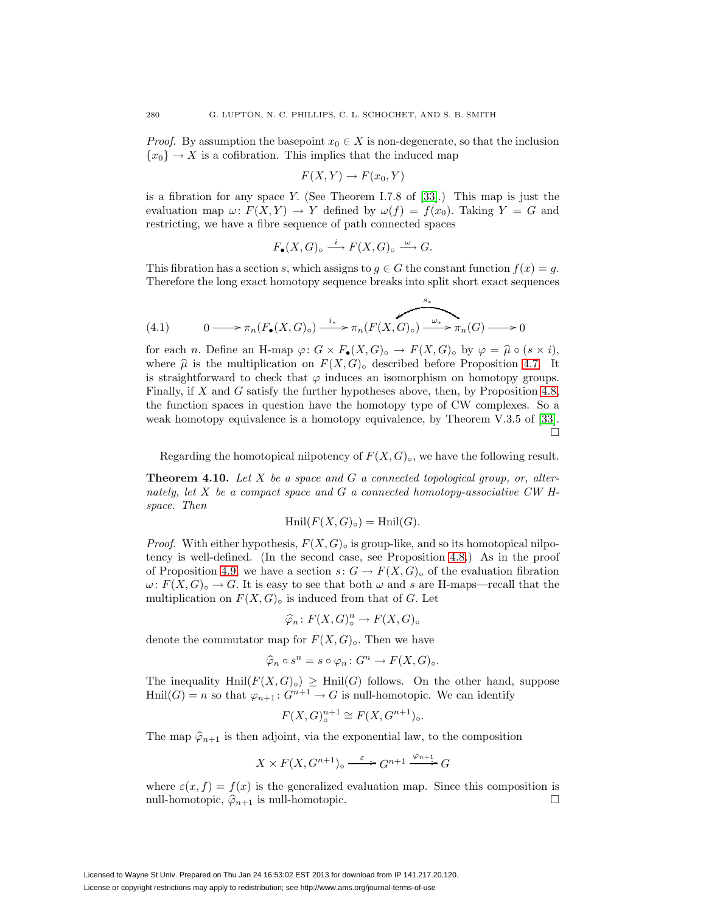*Proof.* By assumption the basepoint $x_0 \in X$ is non-degenerate, so that the inclusion $\{x_0\} \to X$ is a cofibration. This implies that the induced map

$$F(X, Y) \to F(x_0, Y)$$

is a fibration for any space $Y$. (See Theorem I.7.8 of [33].) This map is just the evaluation map $\omega\colon F(X, Y) \to Y$ defined by $\omega(f) = f(x_0)$. Taking $Y = G$ and restricting, we have a fibre sequence of path connected spaces

$$F_\bullet(X, G)_\circ \xrightarrow{\ i\ } F(X, G)_\circ \xrightarrow{\ \omega\ } G.$$

This fibration has a section $s$, which assigns to $g \in G$ the constant function $f(x) = g$. Therefore the long exact homotopy sequence breaks into split short exact sequences

$$0 \longrightarrow \pi_n(F_\bullet(X, G)_\circ) \xrightarrow{\ i_*\ } \pi_n(F(X, G)_\circ) \underset{\curvearrowleft s_*}{\xrightarrow{\ \omega_*\ }} \pi_n(G) \longrightarrow 0 \tag{4.1}$$

for each $n$. Define an H-map $\varphi\colon G \times F_\bullet(X, G)_\circ \to F(X, G)_\circ$ by $\varphi = \widehat{\mu} \circ (s \times i)$, where $\widehat{\mu}$ is the multiplication on $F(X, G)_\circ$ described before Proposition 4.7. It is straightforward to check that $\varphi$ induces an isomorphism on homotopy groups. Finally, if $X$ and $G$ satisfy the further hypotheses above, then, by Proposition 4.8, the function spaces in question have the homotopy type of CW complexes. So a weak homotopy equivalence is a homotopy equivalence, by Theorem V.3.5 of [33]. $\square$

Regarding the homotopical nilpotency of $F(X, G)_\circ$, we have the following result.

**Theorem 4.10.** *Let $X$ be a space and $G$ a connected topological group, or, alternately, let $X$ be a compact space and $G$ a connected homotopy-associative CW H-space. Then*

$$\mathrm{Hnil}(F(X, G)_\circ) = \mathrm{Hnil}(G).$$

*Proof.* With either hypothesis, $F(X, G)_\circ$ is group-like, and so its homotopical nilpotency is well-defined. (In the second case, see Proposition 4.8.) As in the proof of Proposition 4.9, we have a section $s\colon G \to F(X, G)_\circ$ of the evaluation fibration $\omega\colon F(X, G)_\circ \to G$. It is easy to see that both $\omega$ and $s$ are H-maps—recall that the multiplication on $F(X, G)_\circ$ is induced from that of $G$. Let

$$\widehat{\varphi}_n\colon F(X, G)_\circ^n \to F(X, G)_\circ$$

denote the commutator map for $F(X, G)_\circ$. Then we have

$$\widehat{\varphi}_n \circ s^n = s \circ \varphi_n\colon G^n \to F(X, G)_\circ.$$

The inequality $\mathrm{Hnil}(F(X, G)_\circ) \geq \mathrm{Hnil}(G)$ follows. On the other hand, suppose $\mathrm{Hnil}(G) = n$ so that $\varphi_{n+1}\colon G^{n+1} \to G$ is null-homotopic. We can identify

$$F(X, G)_\circ^{n+1} \cong F(X, G^{n+1})_\circ.$$

The map $\widehat{\varphi}_{n+1}$ is then adjoint, via the exponential law, to the composition

$$X \times F(X, G^{n+1})_\circ \xrightarrow{\ \varepsilon\ } G^{n+1} \xrightarrow{\ \varphi_{n+1}\ } G$$

where $\varepsilon(x, f) = f(x)$ is the generalized evaluation map. Since this composition is null-homotopic, $\widehat{\varphi}_{n+1}$ is null-homotopic. $\square$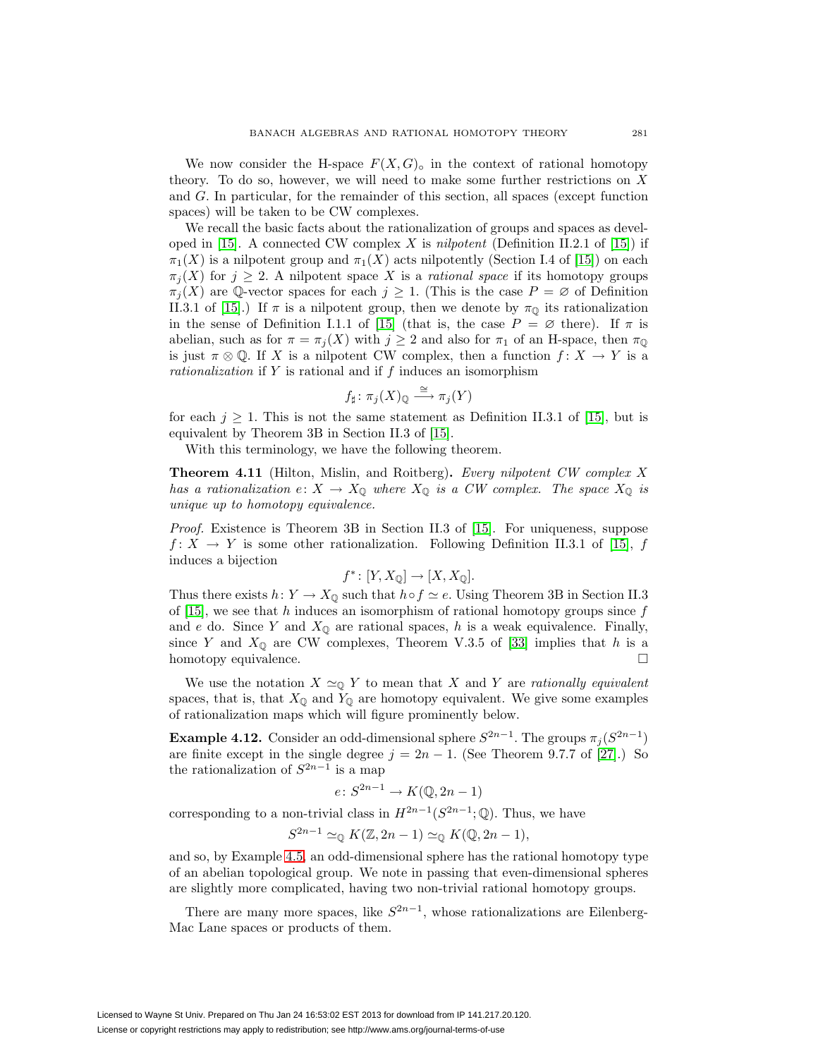We now consider the H-space $F(X, G)_\circ$ in the context of rational homotopy theory. To do so, however, we will need to make some further restrictions on $X$ and $G$. In particular, for the remainder of this section, all spaces (except function spaces) will be taken to be CW complexes.

We recall the basic facts about the rationalization of groups and spaces as developed in [15]. A connected CW complex $X$ is *nilpotent* (Definition II.2.1 of [15]) if $\pi_1(X)$ is a nilpotent group and $\pi_1(X)$ acts nilpotently (Section I.4 of [15]) on each $\pi_j(X)$ for $j \geq 2$. A nilpotent space $X$ is a *rational space* if its homotopy groups $\pi_j(X)$ are $\mathbb{Q}$-vector spaces for each $j \geq 1$. (This is the case $P = \varnothing$ of Definition II.3.1 of [15].) If $\pi$ is a nilpotent group, then we denote by $\pi_{\mathbb{Q}}$ its rationalization in the sense of Definition I.1.1 of [15] (that is, the case $P = \varnothing$ there). If $\pi$ is abelian, such as for $\pi = \pi_j(X)$ with $j \geq 2$ and also for $\pi_1$ of an H-space, then $\pi_{\mathbb{Q}}$ is just $\pi \otimes \mathbb{Q}$. If $X$ is a nilpotent CW complex, then a function $f \colon X \to Y$ is a *rationalization* if $Y$ is rational and if $f$ induces an isomorphism

$$f_\sharp \colon \pi_j(X)_{\mathbb{Q}} \xrightarrow{\cong} \pi_j(Y)$$

for each $j \geq 1$. This is not the same statement as Definition II.3.1 of [15], but is equivalent by Theorem 3B in Section II.3 of [15].

With this terminology, we have the following theorem.

**Theorem 4.11** (Hilton, Mislin, and Roitberg)**.** *Every nilpotent CW complex $X$ has a rationalization $e \colon X \to X_{\mathbb{Q}}$ where $X_{\mathbb{Q}}$ is a CW complex. The space $X_{\mathbb{Q}}$ is unique up to homotopy equivalence.*

*Proof.* Existence is Theorem 3B in Section II.3 of [15]. For uniqueness, suppose $f \colon X \to Y$ is some other rationalization. Following Definition II.3.1 of [15], $f$ induces a bijection

$$f^* \colon [Y, X_{\mathbb{Q}}] \to [X, X_{\mathbb{Q}}].$$

Thus there exists $h \colon Y \to X_{\mathbb{Q}}$ such that $h \circ f \simeq e$. Using Theorem 3B in Section II.3 of [15], we see that $h$ induces an isomorphism of rational homotopy groups since $f$ and $e$ do. Since $Y$ and $X_{\mathbb{Q}}$ are rational spaces, $h$ is a weak equivalence. Finally, since $Y$ and $X_{\mathbb{Q}}$ are CW complexes, Theorem V.3.5 of [33] implies that $h$ is a homotopy equivalence. $\square$

We use the notation $X \simeq_{\mathbb{Q}} Y$ to mean that $X$ and $Y$ are *rationally equivalent* spaces, that is, that $X_{\mathbb{Q}}$ and $Y_{\mathbb{Q}}$ are homotopy equivalent. We give some examples of rationalization maps which will figure prominently below.

**Example 4.12.** Consider an odd-dimensional sphere $S^{2n-1}$. The groups $\pi_j(S^{2n-1})$ are finite except in the single degree $j = 2n - 1$. (See Theorem 9.7.7 of [27].) So the rationalization of $S^{2n-1}$ is a map

$$e \colon S^{2n-1} \to K(\mathbb{Q}, 2n-1)$$

corresponding to a non-trivial class in $H^{2n-1}(S^{2n-1}; \mathbb{Q})$. Thus, we have

$$S^{2n-1} \simeq_{\mathbb{Q}} K(\mathbb{Z}, 2n-1) \simeq_{\mathbb{Q}} K(\mathbb{Q}, 2n-1),$$

and so, by Example 4.5, an odd-dimensional sphere has the rational homotopy type of an abelian topological group. We note in passing that even-dimensional spheres are slightly more complicated, having two non-trivial rational homotopy groups.

There are many more spaces, like $S^{2n-1}$, whose rationalizations are Eilenberg-Mac Lane spaces or products of them.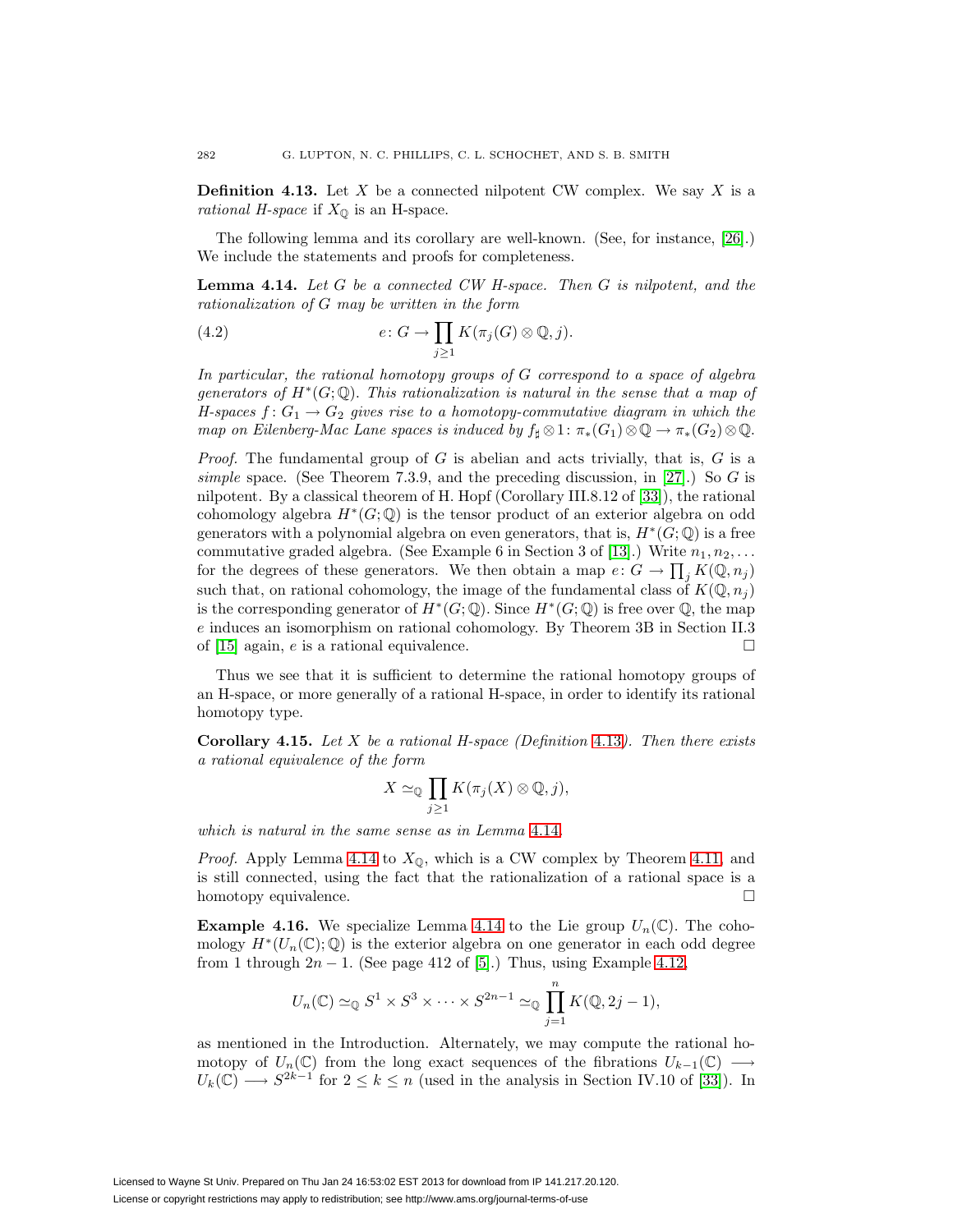**Definition 4.13.** Let $X$ be a connected nilpotent CW complex. We say $X$ is a *rational H-space* if $X_{\mathbb{Q}}$ is an H-space.

The following lemma and its corollary are well-known. (See, for instance, [26].) We include the statements and proofs for completeness.

**Lemma 4.14.** *Let $G$ be a connected CW H-space. Then $G$ is nilpotent, and the rationalization of $G$ may be written in the form*

$$e\colon G \to \prod_{j\geq 1} K(\pi_j(G)\otimes \mathbb{Q}, j). \tag{4.2}$$

*In particular, the rational homotopy groups of $G$ correspond to a space of algebra generators of $H^*(G;\mathbb{Q})$. This rationalization is natural in the sense that a map of H-spaces $f\colon G_1 \to G_2$ gives rise to a homotopy-commutative diagram in which the map on Eilenberg-Mac Lane spaces is induced by $f_\sharp \otimes 1\colon \pi_*(G_1)\otimes\mathbb{Q} \to \pi_*(G_2)\otimes\mathbb{Q}$.*

*Proof.* The fundamental group of $G$ is abelian and acts trivially, that is, $G$ is a *simple* space. (See Theorem 7.3.9, and the preceding discussion, in [27].) So $G$ is nilpotent. By a classical theorem of H. Hopf (Corollary III.8.12 of [33]), the rational cohomology algebra $H^*(G;\mathbb{Q})$ is the tensor product of an exterior algebra on odd generators with a polynomial algebra on even generators, that is, $H^*(G;\mathbb{Q})$ is a free commutative graded algebra. (See Example 6 in Section 3 of [13].) Write $n_1, n_2, \ldots$ for the degrees of these generators. We then obtain a map $e\colon G \to \prod_j K(\mathbb{Q}, n_j)$ such that, on rational cohomology, the image of the fundamental class of $K(\mathbb{Q}, n_j)$ is the corresponding generator of $H^*(G;\mathbb{Q})$. Since $H^*(G;\mathbb{Q})$ is free over $\mathbb{Q}$, the map $e$ induces an isomorphism on rational cohomology. By Theorem 3B in Section II.3 of [15] again, $e$ is a rational equivalence. $\square$

Thus we see that it is sufficient to determine the rational homotopy groups of an H-space, or more generally of a rational H-space, in order to identify its rational homotopy type.

**Corollary 4.15.** *Let $X$ be a rational H-space (Definition 4.13). Then there exists a rational equivalence of the form*

$$X \simeq_{\mathbb{Q}} \prod_{j\geq 1} K(\pi_j(X)\otimes\mathbb{Q}, j),$$

*which is natural in the same sense as in Lemma 4.14.*

*Proof.* Apply Lemma 4.14 to $X_{\mathbb{Q}}$, which is a CW complex by Theorem 4.11, and is still connected, using the fact that the rationalization of a rational space is a homotopy equivalence. $\square$

**Example 4.16.** We specialize Lemma 4.14 to the Lie group $U_n(\mathbb{C})$. The cohomology $H^*(U_n(\mathbb{C});\mathbb{Q})$ is the exterior algebra on one generator in each odd degree from 1 through $2n-1$. (See page 412 of [5].) Thus, using Example 4.12,

$$U_n(\mathbb{C}) \simeq_{\mathbb{Q}} S^1 \times S^3 \times \cdots \times S^{2n-1} \simeq_{\mathbb{Q}} \prod_{j=1}^{n} K(\mathbb{Q}, 2j-1),$$

as mentioned in the Introduction. Alternately, we may compute the rational homotopy of $U_n(\mathbb{C})$ from the long exact sequences of the fibrations $U_{k-1}(\mathbb{C}) \longrightarrow U_k(\mathbb{C}) \longrightarrow S^{2k-1}$ for $2 \leq k \leq n$ (used in the analysis in Section IV.10 of [33]). In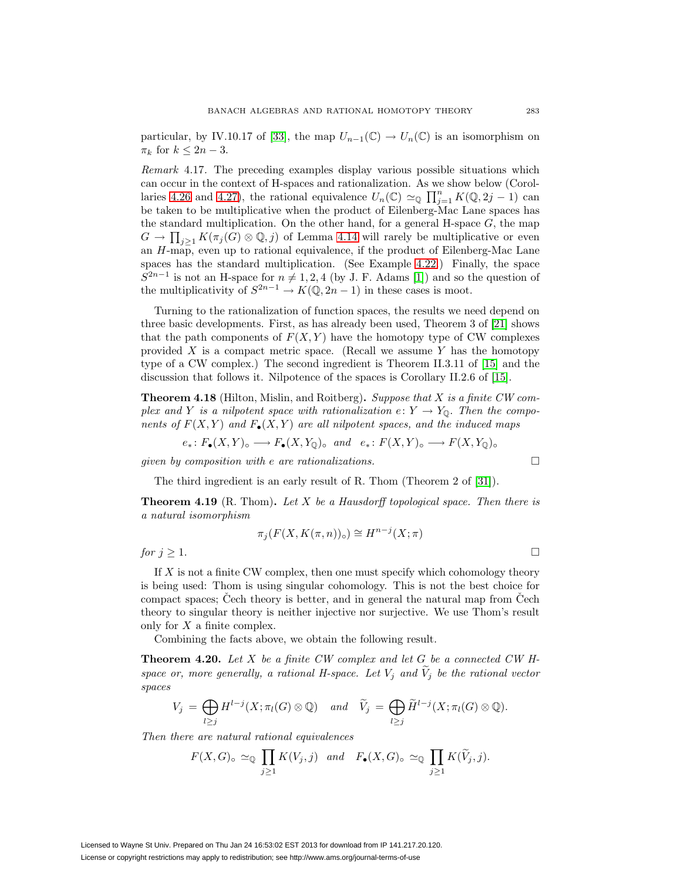particular, by IV.10.17 of [33], the map $U_{n-1}(\mathbb{C}) \to U_n(\mathbb{C})$ is an isomorphism on $\pi_k$ for $k \leq 2n-3$.

*Remark* 4.17. The preceding examples display various possible situations which can occur in the context of H-spaces and rationalization. As we show below (Corollaries 4.26 and 4.27), the rational equivalence $U_n(\mathbb{C}) \simeq_{\mathbb{Q}} \prod_{j=1}^{n} K(\mathbb{Q}, 2j-1)$ can be taken to be multiplicative when the product of Eilenberg-Mac Lane spaces has the standard multiplication. On the other hand, for a general H-space $G$, the map $G \to \prod_{j \geq 1} K(\pi_j(G) \otimes \mathbb{Q}, j)$ of Lemma 4.14 will rarely be multiplicative or even an $H$-map, even up to rational equivalence, if the product of Eilenberg-Mac Lane spaces has the standard multiplication. (See Example 4.22.) Finally, the space $S^{2n-1}$ is not an H-space for $n \neq 1, 2, 4$ (by J. F. Adams [1]) and so the question of the multiplicativity of $S^{2n-1} \to K(\mathbb{Q}, 2n-1)$ in these cases is moot.

Turning to the rationalization of function spaces, the results we need depend on three basic developments. First, as has already been used, Theorem 3 of [21] shows that the path components of $F(X, Y)$ have the homotopy type of CW complexes provided $X$ is a compact metric space. (Recall we assume $Y$ has the homotopy type of a CW complex.) The second ingredient is Theorem II.3.11 of [15] and the discussion that follows it. Nilpotence of the spaces is Corollary II.2.6 of [15].

**Theorem 4.18** (Hilton, Mislin, and Roitberg)**.** *Suppose that $X$ is a finite CW complex and $Y$ is a nilpotent space with rationalization $e\colon Y \to Y_{\mathbb{Q}}$. Then the components of $F(X, Y)$ and $F_\bullet(X, Y)$ are all nilpotent spaces, and the induced maps*

$$e_*\colon F_\bullet(X, Y)_\circ \longrightarrow F_\bullet(X, Y_{\mathbb{Q}})_\circ \quad \textit{and} \quad e_*\colon F(X, Y)_\circ \longrightarrow F(X, Y_{\mathbb{Q}})_\circ$$

*given by composition with $e$ are rationalizations.* □

The third ingredient is an early result of R. Thom (Theorem 2 of [31]).

**Theorem 4.19** (R. Thom)**.** *Let $X$ be a Hausdorff topological space. Then there is a natural isomorphism*

$$\pi_j(F(X, K(\pi, n))_\circ) \cong H^{n-j}(X; \pi)$$

*for $j \geq 1$.* □

If $X$ is not a finite CW complex, then one must specify which cohomology theory is being used: Thom is using singular cohomology. This is not the best choice for compact spaces; Čech theory is better, and in general the natural map from Čech theory to singular theory is neither injective nor surjective. We use Thom's result only for $X$ a finite complex.

Combining the facts above, we obtain the following result.

**Theorem 4.20.** *Let $X$ be a finite CW complex and let $G$ be a connected CW H-space or, more generally, a rational H-space. Let $V_j$ and $\widetilde{V}_j$ be the rational vector spaces*

$$V_j = \bigoplus_{l \geq j} H^{l-j}(X; \pi_l(G) \otimes \mathbb{Q}) \quad \textit{and} \quad \widetilde{V}_j = \bigoplus_{l \geq j} \widetilde{H}^{l-j}(X; \pi_l(G) \otimes \mathbb{Q}).$$

*Then there are natural rational equivalences*

$$F(X, G)_\circ \simeq_{\mathbb{Q}} \prod_{j \geq 1} K(V_j, j) \quad \textit{and} \quad F_\bullet(X, G)_\circ \simeq_{\mathbb{Q}} \prod_{j \geq 1} K(\widetilde{V}_j, j).$$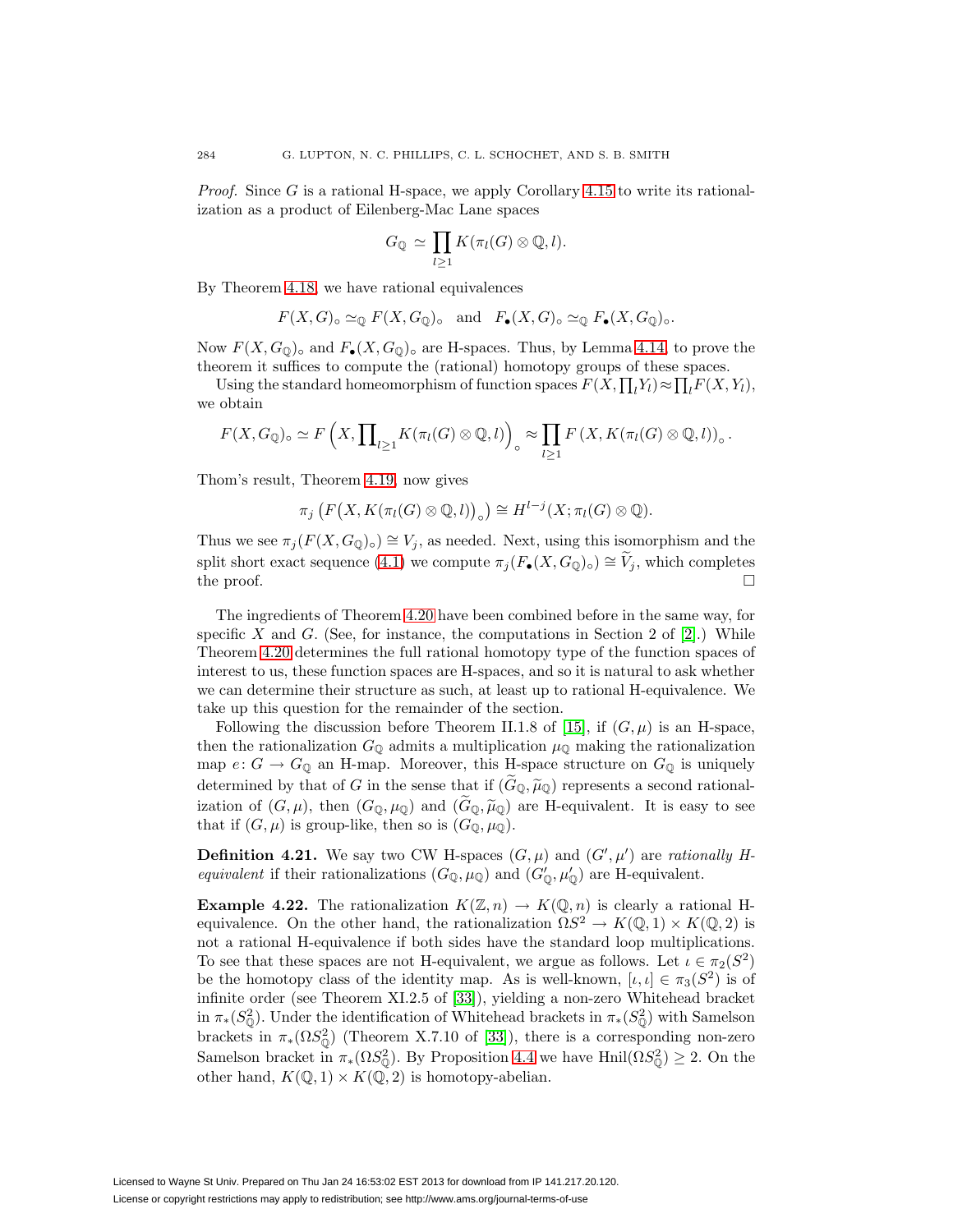*Proof.* Since $G$ is a rational H-space, we apply Corollary 4.15 to write its rationalization as a product of Eilenberg-Mac Lane spaces

$$G_{\mathbb{Q}} \simeq \prod_{l \geq 1} K(\pi_l(G) \otimes \mathbb{Q}, l).$$

By Theorem 4.18, we have rational equivalences

$$F(X, G)_\circ \simeq_{\mathbb{Q}} F(X, G_{\mathbb{Q}})_\circ \quad \text{and} \quad F_\bullet(X, G)_\circ \simeq_{\mathbb{Q}} F_\bullet(X, G_{\mathbb{Q}})_\circ.$$

Now $F(X, G_{\mathbb{Q}})_\circ$ and $F_\bullet(X, G_{\mathbb{Q}})_\circ$ are H-spaces. Thus, by Lemma 4.14, to prove the theorem it suffices to compute the (rational) homotopy groups of these spaces.

Using the standard homeomorphism of function spaces $F(X, \prod_l Y_l) \approx \prod_l F(X, Y_l)$, we obtain

$$F(X, G_{\mathbb{Q}})_\circ \simeq F\left(X, \prod_{l \geq 1} K(\pi_l(G) \otimes \mathbb{Q}, l)\right)_\circ \approx \prod_{l \geq 1} F\left(X, K(\pi_l(G) \otimes \mathbb{Q}, l)\right)_\circ.$$

Thom's result, Theorem 4.19, now gives

$$\pi_j\left(F\big(X, K(\pi_l(G) \otimes \mathbb{Q}, l)\big)_\circ\right) \cong H^{l-j}(X; \pi_l(G) \otimes \mathbb{Q}).$$

Thus we see $\pi_j(F(X, G_{\mathbb{Q}})_\circ) \cong V_j$, as needed. Next, using this isomorphism and the split short exact sequence (4.1) we compute $\pi_j(F_\bullet(X, G_{\mathbb{Q}})_\circ) \cong \widetilde{V}_j$, which completes the proof. $\square$

The ingredients of Theorem 4.20 have been combined before in the same way, for specific $X$ and $G$. (See, for instance, the computations in Section 2 of [2].) While Theorem 4.20 determines the full rational homotopy type of the function spaces of interest to us, these function spaces are H-spaces, and so it is natural to ask whether we can determine their structure as such, at least up to rational H-equivalence. We take up this question for the remainder of the section.

Following the discussion before Theorem II.1.8 of [15], if $(G, \mu)$ is an H-space, then the rationalization $G_{\mathbb{Q}}$ admits a multiplication $\mu_{\mathbb{Q}}$ making the rationalization map $e\colon G \to G_{\mathbb{Q}}$ an H-map. Moreover, this H-space structure on $G_{\mathbb{Q}}$ is uniquely determined by that of $G$ in the sense that if $(\widetilde{G}_{\mathbb{Q}}, \widetilde{\mu}_{\mathbb{Q}})$ represents a second rationalization of $(G, \mu)$, then $(G_{\mathbb{Q}}, \mu_{\mathbb{Q}})$ and $(\widetilde{G}_{\mathbb{Q}}, \widetilde{\mu}_{\mathbb{Q}})$ are H-equivalent. It is easy to see that if $(G, \mu)$ is group-like, then so is $(G_{\mathbb{Q}}, \mu_{\mathbb{Q}})$.

**Definition 4.21.** We say two CW H-spaces $(G, \mu)$ and $(G', \mu')$ are *rationally H-equivalent* if their rationalizations $(G_{\mathbb{Q}}, \mu_{\mathbb{Q}})$ and $(G'_{\mathbb{Q}}, \mu'_{\mathbb{Q}})$ are H-equivalent.

**Example 4.22.** The rationalization $K(\mathbb{Z}, n) \to K(\mathbb{Q}, n)$ is clearly a rational H-equivalence. On the other hand, the rationalization $\Omega S^2 \to K(\mathbb{Q}, 1) \times K(\mathbb{Q}, 2)$ is not a rational H-equivalence if both sides have the standard loop multiplications. To see that these spaces are not H-equivalent, we argue as follows. Let $\iota \in \pi_2(S^2)$ be the homotopy class of the identity map. As is well-known, $[\iota, \iota] \in \pi_3(S^2)$ is of infinite order (see Theorem XI.2.5 of [33]), yielding a non-zero Whitehead bracket in $\pi_*(S^2_{\mathbb{Q}})$. Under the identification of Whitehead brackets in $\pi_*(S^2_{\mathbb{Q}})$ with Samelson brackets in $\pi_*(\Omega S^2_{\mathbb{Q}})$ (Theorem X.7.10 of [33]), there is a corresponding non-zero Samelson bracket in $\pi_*(\Omega S^2_{\mathbb{Q}})$. By Proposition 4.4 we have $\mathrm{Hnil}(\Omega S^2_{\mathbb{Q}}) \geq 2$. On the other hand, $K(\mathbb{Q}, 1) \times K(\mathbb{Q}, 2)$ is homotopy-abelian.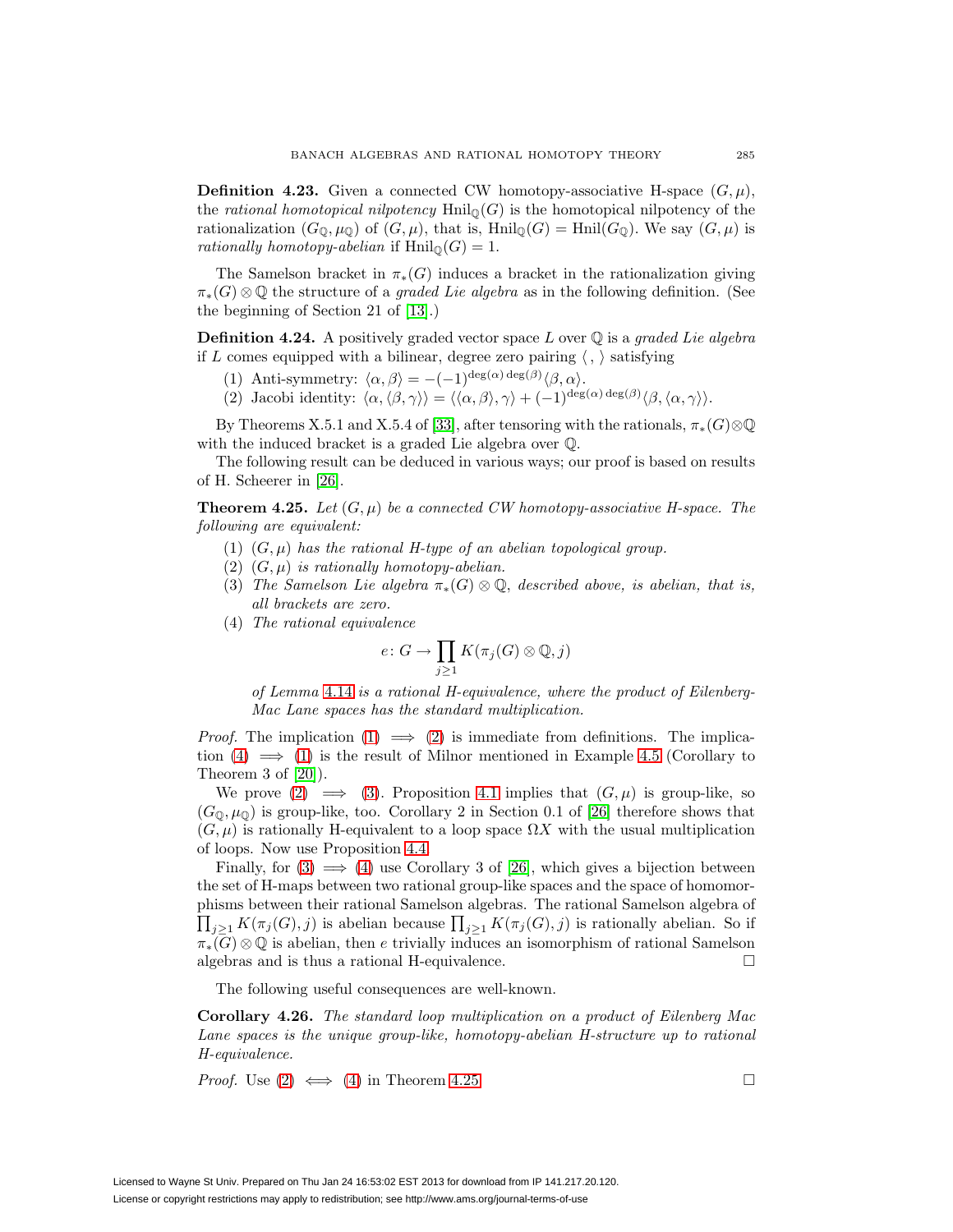**Definition 4.23.** Given a connected CW homotopy-associative H-space $(G, \mu)$, the *rational homotopical nilpotency* $\mathrm{Hnil}_{\mathbb{Q}}(G)$ is the homotopical nilpotency of the rationalization $(G_{\mathbb{Q}}, \mu_{\mathbb{Q}})$ of $(G, \mu)$, that is, $\mathrm{Hnil}_{\mathbb{Q}}(G) = \mathrm{Hnil}(G_{\mathbb{Q}})$. We say $(G, \mu)$ is *rationally homotopy-abelian* if $\mathrm{Hnil}_{\mathbb{Q}}(G) = 1$.

The Samelson bracket in $\pi_*(G)$ induces a bracket in the rationalization giving $\pi_*(G) \otimes \mathbb{Q}$ the structure of a *graded Lie algebra* as in the following definition. (See the beginning of Section 21 of [13].)

**Definition 4.24.** A positively graded vector space $L$ over $\mathbb{Q}$ is a *graded Lie algebra* if $L$ comes equipped with a bilinear, degree zero pairing $\langle \, , \, \rangle$ satisfying

1. Anti-symmetry: $\langle \alpha, \beta \rangle = -(-1)^{\deg(\alpha)\deg(\beta)} \langle \beta, \alpha \rangle$.
2. Jacobi identity: $\langle \alpha, \langle \beta, \gamma \rangle \rangle = \langle \langle \alpha, \beta \rangle, \gamma \rangle + (-1)^{\deg(\alpha)\deg(\beta)} \langle \beta, \langle \alpha, \gamma \rangle \rangle$.

By Theorems X.5.1 and X.5.4 of [33], after tensoring with the rationals, $\pi_*(G) \otimes \mathbb{Q}$ with the induced bracket is a graded Lie algebra over $\mathbb{Q}$.

The following result can be deduced in various ways; our proof is based on results of H. Scheerer in [26].

**Theorem 4.25.** *Let $(G, \mu)$ be a connected CW homotopy-associative H-space. The following are equivalent:*

1. *$(G, \mu)$ has the rational H-type of an abelian topological group.*
2. *$(G, \mu)$ is rationally homotopy-abelian.*
3. *The Samelson Lie algebra $\pi_*(G) \otimes \mathbb{Q}$, described above, is abelian, that is, all brackets are zero.*
4. *The rational equivalence*
$$e \colon G \to \prod_{j \geq 1} K(\pi_j(G) \otimes \mathbb{Q}, j)$$
*of Lemma 4.14 is a rational H-equivalence, where the product of Eilenberg-Mac Lane spaces has the standard multiplication.*

*Proof.* The implication (1) $\Longrightarrow$ (2) is immediate from definitions. The implication (4) $\Longrightarrow$ (1) is the result of Milnor mentioned in Example 4.5 (Corollary to Theorem 3 of [20]).

We prove (2) $\Longrightarrow$ (3). Proposition 4.1 implies that $(G, \mu)$ is group-like, so $(G_{\mathbb{Q}}, \mu_{\mathbb{Q}})$ is group-like, too. Corollary 2 in Section 0.1 of [26] therefore shows that $(G, \mu)$ is rationally H-equivalent to a loop space $\Omega X$ with the usual multiplication of loops. Now use Proposition 4.4.

Finally, for (3) $\Longrightarrow$ (4) use Corollary 3 of [26], which gives a bijection between the set of H-maps between two rational group-like spaces and the space of homomorphisms between their rational Samelson algebras. The rational Samelson algebra of $\prod_{j \geq 1} K(\pi_j(G), j)$ is abelian because $\prod_{j \geq 1} K(\pi_j(G), j)$ is rationally abelian. So if $\pi_*(G) \otimes \mathbb{Q}$ is abelian, then $e$ trivially induces an isomorphism of rational Samelson algebras and is thus a rational H-equivalence. $\square$

The following useful consequences are well-known.

**Corollary 4.26.** *The standard loop multiplication on a product of Eilenberg Mac Lane spaces is the unique group-like, homotopy-abelian H-structure up to rational H-equivalence.*

*Proof.* Use (2) $\Longleftrightarrow$ (4) in Theorem 4.25. $\square$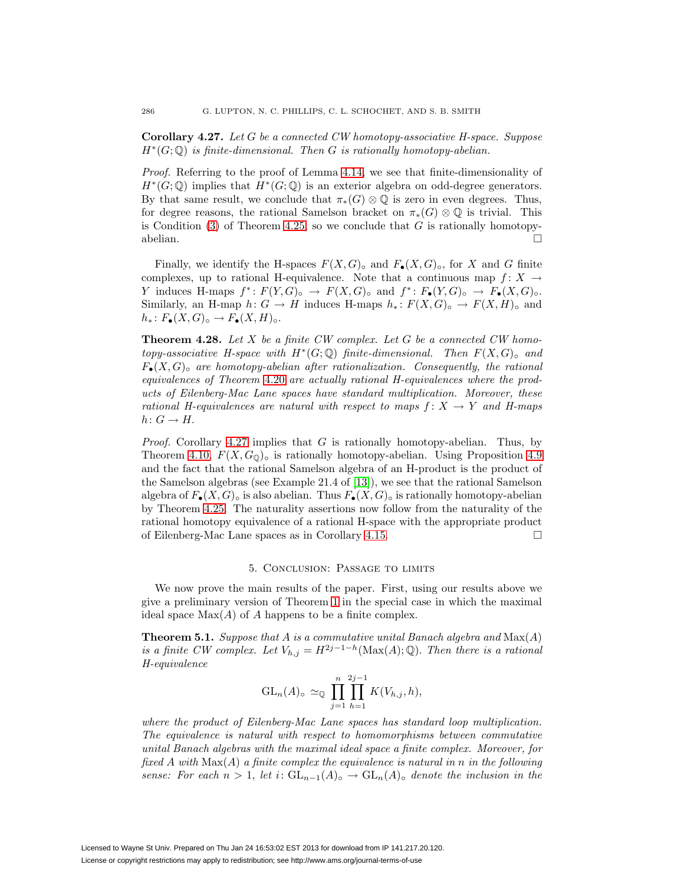**Corollary 4.27.** *Let $G$ be a connected CW homotopy-associative H-space. Suppose $H^*(G;\mathbb{Q})$ is finite-dimensional. Then $G$ is rationally homotopy-abelian.*

*Proof.* Referring to the proof of Lemma 4.14, we see that finite-dimensionality of $H^*(G;\mathbb{Q})$ implies that $H^*(G;\mathbb{Q})$ is an exterior algebra on odd-degree generators. By that same result, we conclude that $\pi_*(G)\otimes\mathbb{Q}$ is zero in even degrees. Thus, for degree reasons, the rational Samelson bracket on $\pi_*(G)\otimes\mathbb{Q}$ is trivial. This is Condition (3) of Theorem 4.25, so we conclude that $G$ is rationally homotopy-abelian. □

Finally, we identify the H-spaces $F(X,G)_\circ$ and $F_\bullet(X,G)_\circ$, for $X$ and $G$ finite complexes, up to rational H-equivalence. Note that a continuous map $f\colon X\to Y$ induces H-maps $f^*\colon F(Y,G)_\circ\to F(X,G)_\circ$ and $f^*\colon F_\bullet(Y,G)_\circ\to F_\bullet(X,G)_\circ$. Similarly, an H-map $h\colon G\to H$ induces H-maps $h_*\colon F(X,G)_\circ\to F(X,H)_\circ$ and $h_*\colon F_\bullet(X,G)_\circ\to F_\bullet(X,H)_\circ$.

**Theorem 4.28.** *Let $X$ be a finite CW complex. Let $G$ be a connected CW homotopy-associative H-space with $H^*(G;\mathbb{Q})$ finite-dimensional. Then $F(X,G)_\circ$ and $F_\bullet(X,G)_\circ$ are homotopy-abelian after rationalization. Consequently, the rational equivalences of Theorem 4.20 are actually rational H-equivalences where the products of Eilenberg-Mac Lane spaces have standard multiplication. Moreover, these rational H-equivalences are natural with respect to maps $f\colon X\to Y$ and H-maps $h\colon G\to H$.*

*Proof.* Corollary 4.27 implies that $G$ is rationally homotopy-abelian. Thus, by Theorem 4.10, $F(X,G_{\mathbb{Q}})_\circ$ is rationally homotopy-abelian. Using Proposition 4.9 and the fact that the rational Samelson algebra of an H-product is the product of the Samelson algebras (see Example 21.4 of [13]), we see that the rational Samelson algebra of $F_\bullet(X,G)_\circ$ is also abelian. Thus $F_\bullet(X,G)_\circ$ is rationally homotopy-abelian by Theorem 4.25. The naturality assertions now follow from the naturality of the rational homotopy equivalence of a rational H-space with the appropriate product of Eilenberg-Mac Lane spaces as in Corollary 4.15. □

## 5. Conclusion: Passage to limits

We now prove the main results of the paper. First, using our results above we give a preliminary version of Theorem 1 in the special case in which the maximal ideal space $\operatorname{Max}(A)$ of $A$ happens to be a finite complex.

**Theorem 5.1.** *Suppose that $A$ is a commutative unital Banach algebra and $\operatorname{Max}(A)$ is a finite CW complex. Let $V_{h,j}=H^{2j-1-h}(\operatorname{Max}(A);\mathbb{Q})$. Then there is a rational H-equivalence*

$$\mathrm{GL}_n(A)_\circ \simeq_{\mathbb{Q}} \prod_{j=1}^{n}\prod_{h=1}^{2j-1} K(V_{h,j},h),$$

*where the product of Eilenberg-Mac Lane spaces has standard loop multiplication. The equivalence is natural with respect to homomorphisms between commutative unital Banach algebras with the maximal ideal space a finite complex. Moreover, for fixed $A$ with $\operatorname{Max}(A)$ a finite complex the equivalence is natural in $n$ in the following sense: For each $n>1$, let $i\colon \mathrm{GL}_{n-1}(A)_\circ\to\mathrm{GL}_n(A)_\circ$ denote the inclusion in the*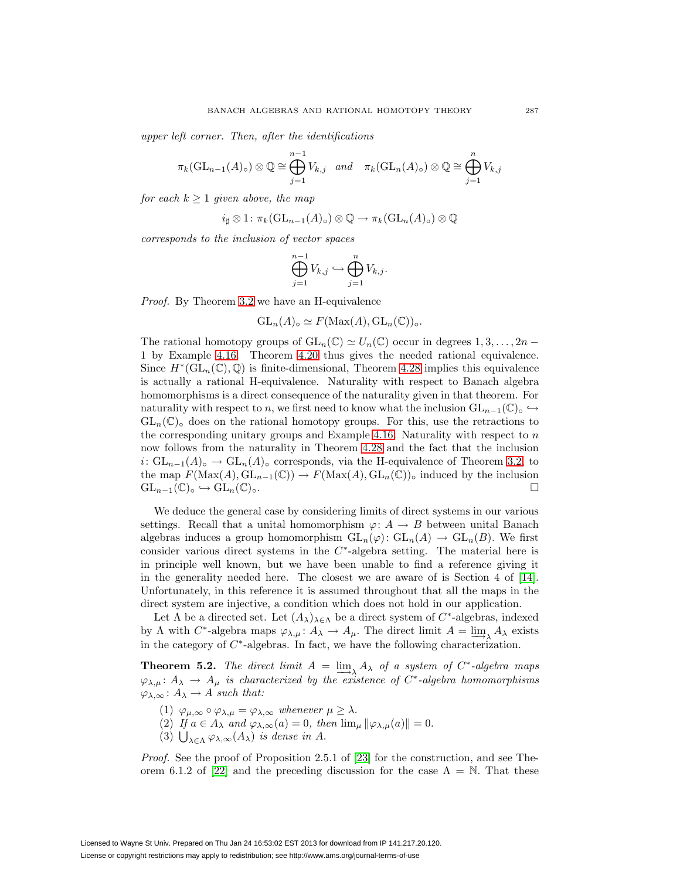*upper left corner. Then, after the identifications*

$$\pi_k(\mathrm{GL}_{n-1}(A)_\circ) \otimes \mathbb{Q} \cong \bigoplus_{j=1}^{n-1} V_{k,j} \quad \textit{and} \quad \pi_k(\mathrm{GL}_n(A)_\circ) \otimes \mathbb{Q} \cong \bigoplus_{j=1}^{n} V_{k,j}$$

*for each $k \geq 1$ given above, the map*

$$i_\sharp \otimes 1 \colon \pi_k(\mathrm{GL}_{n-1}(A)_\circ) \otimes \mathbb{Q} \to \pi_k(\mathrm{GL}_n(A)_\circ) \otimes \mathbb{Q}$$

*corresponds to the inclusion of vector spaces*

$$\bigoplus_{j=1}^{n-1} V_{k,j} \hookrightarrow \bigoplus_{j=1}^{n} V_{k,j}.$$

*Proof.* By Theorem 3.2 we have an H-equivalence

$$\mathrm{GL}_n(A)_\circ \simeq F(\mathrm{Max}(A), \mathrm{GL}_n(\mathbb{C}))_\circ.$$

The rational homotopy groups of $\mathrm{GL}_n(\mathbb{C}) \simeq U_n(\mathbb{C})$ occur in degrees $1, 3, \ldots, 2n-1$ by Example 4.16. Theorem 4.20 thus gives the needed rational equivalence. Since $H^*(\mathrm{GL}_n(\mathbb{C}), \mathbb{Q})$ is finite-dimensional, Theorem 4.28 implies this equivalence is actually a rational H-equivalence. Naturality with respect to Banach algebra homomorphisms is a direct consequence of the naturality given in that theorem. For naturality with respect to $n$, we first need to know what the inclusion $\mathrm{GL}_{n-1}(\mathbb{C})_\circ \hookrightarrow \mathrm{GL}_n(\mathbb{C})_\circ$ does on the rational homotopy groups. For this, use the retractions to the corresponding unitary groups and Example 4.16. Naturality with respect to $n$ now follows from the naturality in Theorem 4.28 and the fact that the inclusion $i \colon \mathrm{GL}_{n-1}(A)_\circ \to \mathrm{GL}_n(A)_\circ$ corresponds, via the H-equivalence of Theorem 3.2, to the map $F(\mathrm{Max}(A), \mathrm{GL}_{n-1}(\mathbb{C})) \to F(\mathrm{Max}(A), \mathrm{GL}_n(\mathbb{C}))_\circ$ induced by the inclusion $\mathrm{GL}_{n-1}(\mathbb{C})_\circ \hookrightarrow \mathrm{GL}_n(\mathbb{C})_\circ$. □

We deduce the general case by considering limits of direct systems in our various settings. Recall that a unital homomorphism $\varphi \colon A \to B$ between unital Banach algebras induces a group homomorphism $\mathrm{GL}_n(\varphi) \colon \mathrm{GL}_n(A) \to \mathrm{GL}_n(B)$. We first consider various direct systems in the $C^*$-algebra setting. The material here is in principle well known, but we have been unable to find a reference giving it in the generality needed here. The closest we are aware of is Section 4 of [14]. Unfortunately, in this reference it is assumed throughout that all the maps in the direct system are injective, a condition which does not hold in our application.

Let $\Lambda$ be a directed set. Let $(A_\lambda)_{\lambda \in \Lambda}$ be a direct system of $C^*$-algebras, indexed by $\Lambda$ with $C^*$-algebra maps $\varphi_{\lambda,\mu} \colon A_\lambda \to A_\mu$. The direct limit $A = \varinjlim_\lambda A_\lambda$ exists in the category of $C^*$-algebras. In fact, we have the following characterization.

**Theorem 5.2.** *The direct limit $A = \varinjlim_\lambda A_\lambda$ of a system of $C^*$-algebra maps $\varphi_{\lambda,\mu} \colon A_\lambda \to A_\mu$ is characterized by the existence of $C^*$-algebra homomorphisms $\varphi_{\lambda,\infty} \colon A_\lambda \to A$ such that:*

1. *$\varphi_{\mu,\infty} \circ \varphi_{\lambda,\mu} = \varphi_{\lambda,\infty}$ whenever $\mu \geq \lambda$.*
2. *If $a \in A_\lambda$ and $\varphi_{\lambda,\infty}(a) = 0$, then $\lim_\mu \|\varphi_{\lambda,\mu}(a)\| = 0$.*
3. *$\bigcup_{\lambda \in \Lambda} \varphi_{\lambda,\infty}(A_\lambda)$ is dense in $A$.*

*Proof.* See the proof of Proposition 2.5.1 of [23] for the construction, and see Theorem 6.1.2 of [22] and the preceding discussion for the case $\Lambda = \mathbb{N}$. That these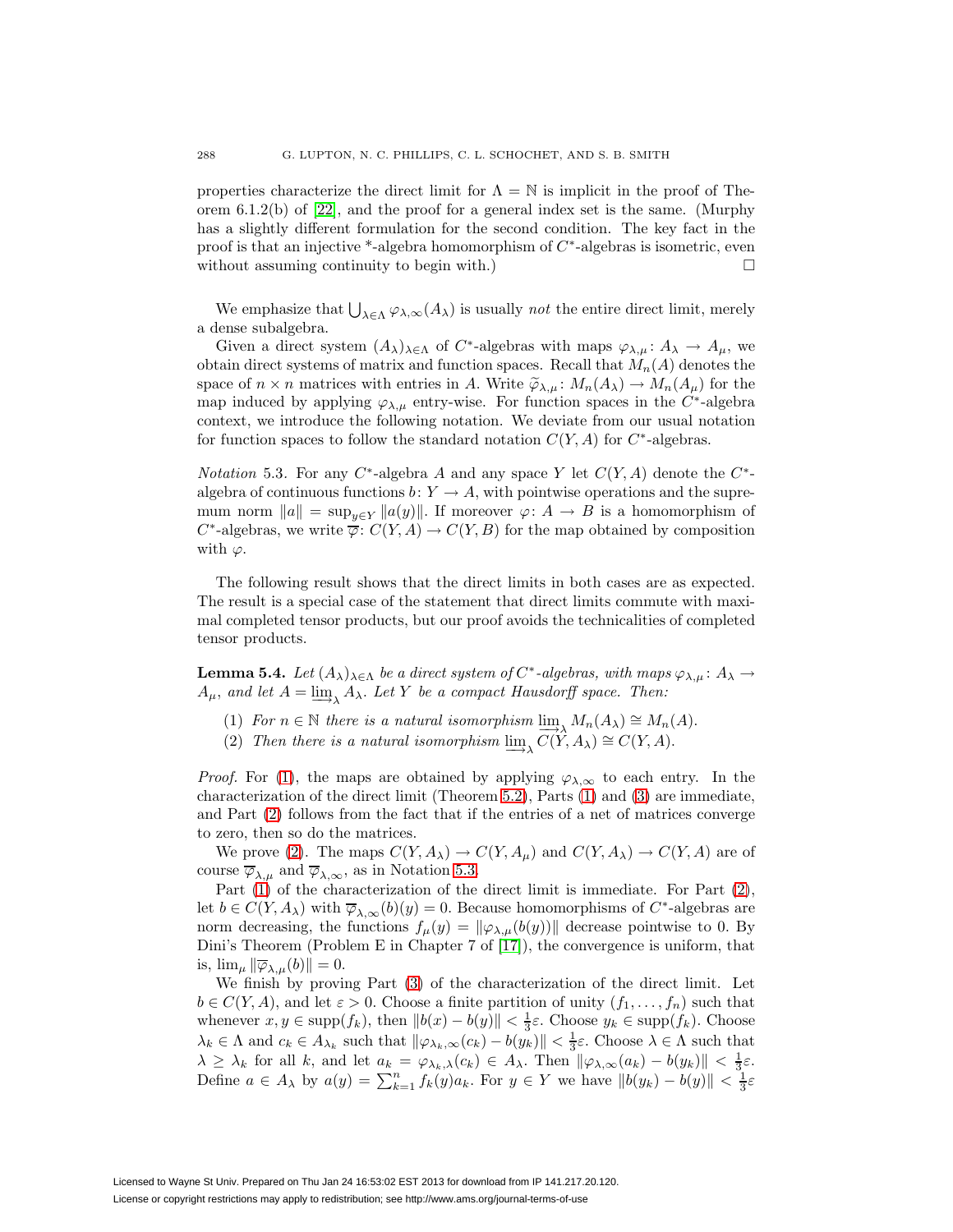properties characterize the direct limit for $\Lambda = \mathbb{N}$ is implicit in the proof of Theorem 6.1.2(b) of [22], and the proof for a general index set is the same. (Murphy has a slightly different formulation for the second condition. The key fact in the proof is that an injective *-algebra homomorphism of $C^*$-algebras is isometric, even without assuming continuity to begin with.) $\square$

We emphasize that $\bigcup_{\lambda \in \Lambda} \varphi_{\lambda,\infty}(A_\lambda)$ is usually *not* the entire direct limit, merely a dense subalgebra.

Given a direct system $(A_\lambda)_{\lambda \in \Lambda}$ of $C^*$-algebras with maps $\varphi_{\lambda,\mu} \colon A_\lambda \to A_\mu$, we obtain direct systems of matrix and function spaces. Recall that $M_n(A)$ denotes the space of $n \times n$ matrices with entries in $A$. Write $\widetilde{\varphi}_{\lambda,\mu} \colon M_n(A_\lambda) \to M_n(A_\mu)$ for the map induced by applying $\varphi_{\lambda,\mu}$ entry-wise. For function spaces in the $C^*$-algebra context, we introduce the following notation. We deviate from our usual notation for function spaces to follow the standard notation $C(Y, A)$ for $C^*$-algebras.

*Notation* 5.3. For any $C^*$-algebra $A$ and any space $Y$ let $C(Y, A)$ denote the $C^*$-algebra of continuous functions $b \colon Y \to A$, with pointwise operations and the supremum norm $\|a\| = \sup_{y \in Y} \|a(y)\|$. If moreover $\varphi \colon A \to B$ is a homomorphism of $C^*$-algebras, we write $\overline{\varphi} \colon C(Y, A) \to C(Y, B)$ for the map obtained by composition with $\varphi$.

The following result shows that the direct limits in both cases are as expected. The result is a special case of the statement that direct limits commute with maximal completed tensor products, but our proof avoids the technicalities of completed tensor products.

**Lemma 5.4.** *Let $(A_\lambda)_{\lambda \in \Lambda}$ be a direct system of $C^*$-algebras, with maps $\varphi_{\lambda,\mu} \colon A_\lambda \to A_\mu$, and let $A = \varinjlim_\lambda A_\lambda$. Let $Y$ be a compact Hausdorff space. Then:*

1. *For $n \in \mathbb{N}$ there is a natural isomorphism $\varinjlim_\lambda M_n(A_\lambda) \cong M_n(A)$.*
2. *Then there is a natural isomorphism $\varinjlim_\lambda C(Y, A_\lambda) \cong C(Y, A)$.*

*Proof.* For (1), the maps are obtained by applying $\varphi_{\lambda,\infty}$ to each entry. In the characterization of the direct limit (Theorem 5.2), Parts (1) and (3) are immediate, and Part (2) follows from the fact that if the entries of a net of matrices converge to zero, then so do the matrices.

We prove (2). The maps $C(Y, A_\lambda) \to C(Y, A_\mu)$ and $C(Y, A_\lambda) \to C(Y, A)$ are of course $\overline{\varphi}_{\lambda,\mu}$ and $\overline{\varphi}_{\lambda,\infty}$, as in Notation 5.3.

Part (1) of the characterization of the direct limit is immediate. For Part (2), let $b \in C(Y, A_\lambda)$ with $\overline{\varphi}_{\lambda,\infty}(b)(y) = 0$. Because homomorphisms of $C^*$-algebras are norm decreasing, the functions $f_\mu(y) = \|\varphi_{\lambda,\mu}(b(y))\|$ decrease pointwise to 0. By Dini's Theorem (Problem E in Chapter 7 of [17]), the convergence is uniform, that is, $\lim_\mu \|\overline{\varphi}_{\lambda,\mu}(b)\| = 0$.

We finish by proving Part (3) of the characterization of the direct limit. Let $b \in C(Y, A)$, and let $\varepsilon > 0$. Choose a finite partition of unity $(f_1, \ldots, f_n)$ such that whenever $x, y \in \mathrm{supp}(f_k)$, then $\|b(x) - b(y)\| < \frac{1}{3}\varepsilon$. Choose $y_k \in \mathrm{supp}(f_k)$. Choose $\lambda_k \in \Lambda$ and $c_k \in A_{\lambda_k}$ such that $\|\varphi_{\lambda_k,\infty}(c_k) - b(y_k)\| < \frac{1}{3}\varepsilon$. Choose $\lambda \in \Lambda$ such that $\lambda \geq \lambda_k$ for all $k$, and let $a_k = \varphi_{\lambda_k,\lambda}(c_k) \in A_\lambda$. Then $\|\varphi_{\lambda,\infty}(a_k) - b(y_k)\| < \frac{1}{3}\varepsilon$. Define $a \in A_\lambda$ by $a(y) = \sum_{k=1}^{n} f_k(y) a_k$. For $y \in Y$ we have $\|b(y_k) - b(y)\| < \frac{1}{3}\varepsilon$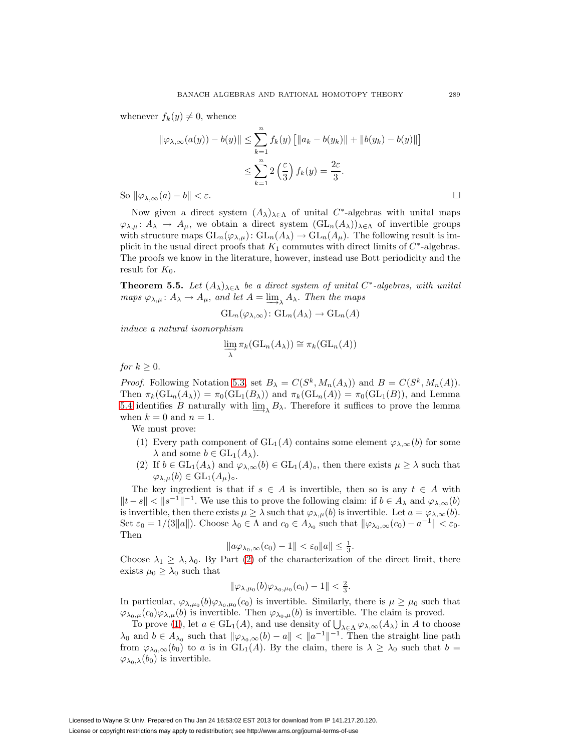whenever $f_k(y) \neq 0$, whence

$$\|\varphi_{\lambda,\infty}(a(y)) - b(y)\| \leq \sum_{k=1}^{n} f_k(y) \left[\|a_k - b(y_k)\| + \|b(y_k) - b(y)\|\right]$$
$$\leq \sum_{k=1}^{n} 2\left(\frac{\varepsilon}{3}\right) f_k(y) = \frac{2\varepsilon}{3}.$$

So $\|\overline{\varphi}_{\lambda,\infty}(a) - b\| < \varepsilon$. □

Now given a direct system $(A_\lambda)_{\lambda\in\Lambda}$ of unital $C^*$-algebras with unital maps $\varphi_{\lambda,\mu}\colon A_\lambda \to A_\mu$, we obtain a direct system $(\mathrm{GL}_n(A_\lambda))_{\lambda\in\Lambda}$ of invertible groups with structure maps $\mathrm{GL}_n(\varphi_{\lambda,\mu})\colon \mathrm{GL}_n(A_\lambda) \to \mathrm{GL}_n(A_\mu)$. The following result is implicit in the usual direct proofs that $K_1$ commutes with direct limits of $C^*$-algebras. The proofs we know in the literature, however, instead use Bott periodicity and the result for $K_0$.

**Theorem 5.5.** *Let $(A_\lambda)_{\lambda\in\Lambda}$ be a direct system of unital $C^*$-algebras, with unital maps $\varphi_{\lambda,\mu}\colon A_\lambda \to A_\mu$, and let $A = \varinjlim_\lambda A_\lambda$. Then the maps*

$$\mathrm{GL}_n(\varphi_{\lambda,\infty})\colon \mathrm{GL}_n(A_\lambda) \to \mathrm{GL}_n(A)$$

*induce a natural isomorphism*

$$\varinjlim_\lambda \pi_k(\mathrm{GL}_n(A_\lambda)) \cong \pi_k(\mathrm{GL}_n(A))$$

*for $k \geq 0$.*

*Proof.* Following Notation 5.3, set $B_\lambda = C(S^k, M_n(A_\lambda))$ and $B = C(S^k, M_n(A))$. Then $\pi_k(\mathrm{GL}_n(A_\lambda)) = \pi_0(\mathrm{GL}_1(B_\lambda))$ and $\pi_k(\mathrm{GL}_n(A)) = \pi_0(\mathrm{GL}_1(B))$, and Lemma 5.4 identifies $B$ naturally with $\varinjlim_\lambda B_\lambda$. Therefore it suffices to prove the lemma when $k = 0$ and $n = 1$.

We must prove:

(1) Every path component of $\mathrm{GL}_1(A)$ contains some element $\varphi_{\lambda,\infty}(b)$ for some $\lambda$ and some $b \in \mathrm{GL}_1(A_\lambda)$.

(2) If $b \in \mathrm{GL}_1(A_\lambda)$ and $\varphi_{\lambda,\infty}(b) \in \mathrm{GL}_1(A)_\circ$, then there exists $\mu \geq \lambda$ such that $\varphi_{\lambda,\mu}(b) \in \mathrm{GL}_1(A_\mu)_\circ$.

The key ingredient is that if $s \in A$ is invertible, then so is any $t \in A$ with $\|t - s\| < \|s^{-1}\|^{-1}$. We use this to prove the following claim: if $b \in A_\lambda$ and $\varphi_{\lambda,\infty}(b)$ is invertible, then there exists $\mu \geq \lambda$ such that $\varphi_{\lambda,\mu}(b)$ is invertible. Let $a = \varphi_{\lambda,\infty}(b)$. Set $\varepsilon_0 = 1/(3\|a\|)$. Choose $\lambda_0 \in \Lambda$ and $c_0 \in A_{\lambda_0}$ such that $\|\varphi_{\lambda_0,\infty}(c_0) - a^{-1}\| < \varepsilon_0$. Then

$$\|a\varphi_{\lambda_0,\infty}(c_0) - 1\| < \varepsilon_0\|a\| \leq \tfrac{1}{3}.$$

Choose $\lambda_1 \geq \lambda, \lambda_0$. By Part (2) of the characterization of the direct limit, there exists $\mu_0 \geq \lambda_0$ such that

$$\|\varphi_{\lambda,\mu_0}(b)\varphi_{\lambda_0,\mu_0}(c_0) - 1\| < \tfrac{2}{3}.$$

In particular, $\varphi_{\lambda,\mu_0}(b)\varphi_{\lambda_0,\mu_0}(c_0)$ is invertible. Similarly, there is $\mu \geq \mu_0$ such that $\varphi_{\lambda_0,\mu}(c_0)\varphi_{\lambda,\mu}(b)$ is invertible. Then $\varphi_{\lambda_0,\mu}(b)$ is invertible. The claim is proved.

To prove (1), let $a \in \mathrm{GL}_1(A)$, and use density of $\bigcup_{\lambda\in\Lambda} \varphi_{\lambda,\infty}(A_\lambda)$ in $A$ to choose $\lambda_0$ and $b \in A_{\lambda_0}$ such that $\|\varphi_{\lambda_0,\infty}(b) - a\| < \|a^{-1}\|^{-1}$. Then the straight line path from $\varphi_{\lambda_0,\infty}(b_0)$ to $a$ is in $\mathrm{GL}_1(A)$. By the claim, there is $\lambda \geq \lambda_0$ such that $b = \varphi_{\lambda_0,\lambda}(b_0)$ is invertible.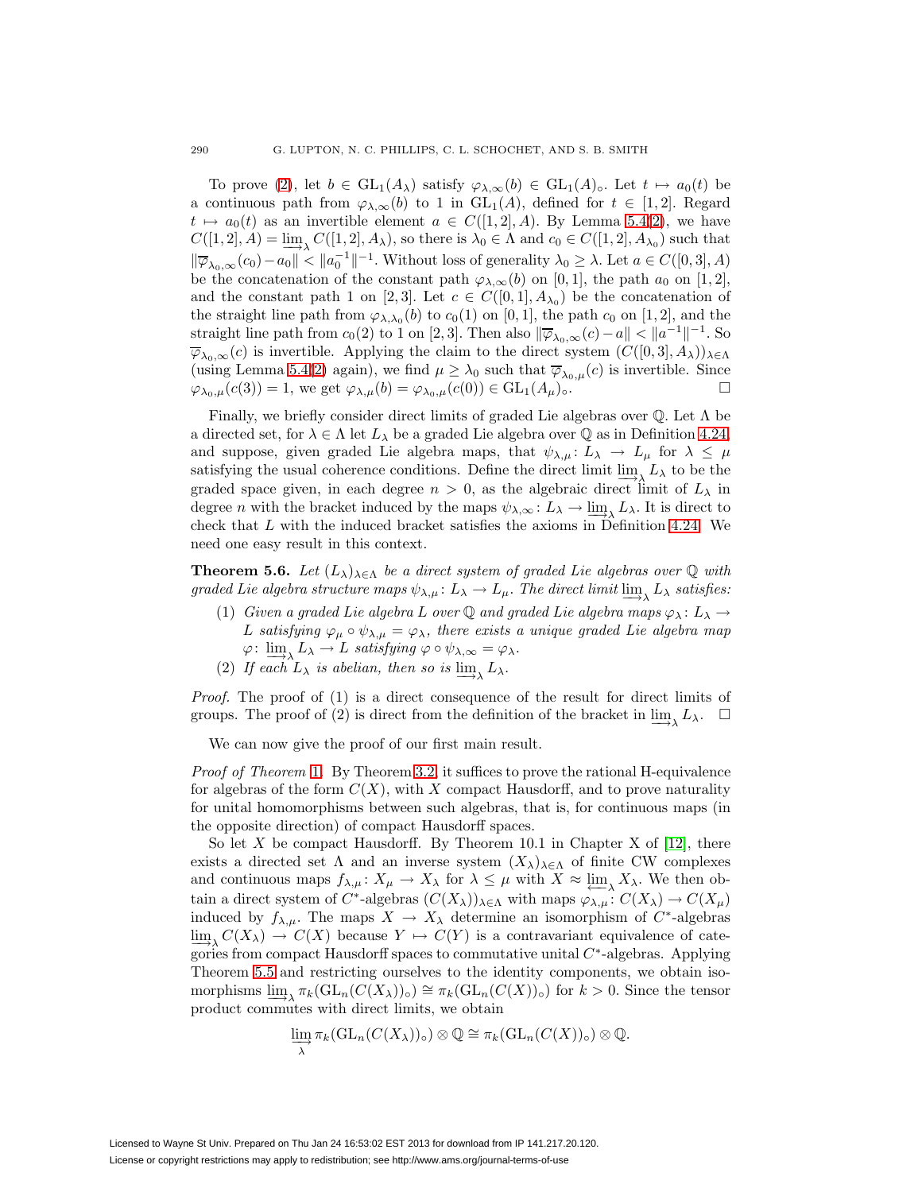To prove (2), let $b \in \mathrm{GL}_1(A_\lambda)$ satisfy $\varphi_{\lambda,\infty}(b) \in \mathrm{GL}_1(A)_\circ$. Let $t \mapsto a_0(t)$ be a continuous path from $\varphi_{\lambda,\infty}(b)$ to 1 in $\mathrm{GL}_1(A)$, defined for $t \in [1,2]$. Regard $t \mapsto a_0(t)$ as an invertible element $a \in C([1,2],A)$. By Lemma 5.4(2), we have $C([1,2],A) = \varinjlim_\lambda C([1,2],A_\lambda)$, so there is $\lambda_0 \in \Lambda$ and $c_0 \in C([1,2],A_{\lambda_0})$ such that $\|\overline{\varphi}_{\lambda_0,\infty}(c_0) - a_0\| < \|a_0^{-1}\|^{-1}$. Without loss of generality $\lambda_0 \geq \lambda$. Let $a \in C([0,3],A)$ be the concatenation of the constant path $\varphi_{\lambda,\infty}(b)$ on $[0,1]$, the path $a_0$ on $[1,2]$, and the constant path 1 on $[2,3]$. Let $c \in C([0,1],A_{\lambda_0})$ be the concatenation of the straight line path from $\varphi_{\lambda,\lambda_0}(b)$ to $c_0(1)$ on $[0,1]$, the path $c_0$ on $[1,2]$, and the straight line path from $c_0(2)$ to 1 on $[2,3]$. Then also $\|\overline{\varphi}_{\lambda_0,\infty}(c) - a\| < \|a^{-1}\|^{-1}$. So $\overline{\varphi}_{\lambda_0,\infty}(c)$ is invertible. Applying the claim to the direct system $(C([0,3],A_\lambda))_{\lambda\in\Lambda}$ (using Lemma 5.4(2) again), we find $\mu \geq \lambda_0$ such that $\overline{\varphi}_{\lambda_0,\mu}(c)$ is invertible. Since $\varphi_{\lambda_0,\mu}(c(3)) = 1$, we get $\varphi_{\lambda,\mu}(b) = \varphi_{\lambda_0,\mu}(c(0)) \in \mathrm{GL}_1(A_\mu)_\circ$. $\square$

Finally, we briefly consider direct limits of graded Lie algebras over $\mathbb{Q}$. Let $\Lambda$ be a directed set, for $\lambda \in \Lambda$ let $L_\lambda$ be a graded Lie algebra over $\mathbb{Q}$ as in Definition 4.24, and suppose, given graded Lie algebra maps, that $\psi_{\lambda,\mu} \colon L_\lambda \to L_\mu$ for $\lambda \leq \mu$ satisfying the usual coherence conditions. Define the direct limit $\varinjlim_\lambda L_\lambda$ to be the graded space given, in each degree $n > 0$, as the algebraic direct limit of $L_\lambda$ in degree $n$ with the bracket induced by the maps $\psi_{\lambda,\infty} \colon L_\lambda \to \varinjlim_\lambda L_\lambda$. It is direct to check that $L$ with the induced bracket satisfies the axioms in Definition 4.24. We need one easy result in this context.

**Theorem 5.6.** *Let $(L_\lambda)_{\lambda\in\Lambda}$ be a direct system of graded Lie algebras over $\mathbb{Q}$ with graded Lie algebra structure maps $\psi_{\lambda,\mu} \colon L_\lambda \to L_\mu$. The direct limit $\varinjlim_\lambda L_\lambda$ satisfies:*

1. *Given a graded Lie algebra $L$ over $\mathbb{Q}$ and graded Lie algebra maps $\varphi_\lambda \colon L_\lambda \to L$ satisfying $\varphi_\mu \circ \psi_{\lambda,\mu} = \varphi_\lambda$, there exists a unique graded Lie algebra map $\varphi \colon \varinjlim_\lambda L_\lambda \to L$ satisfying $\varphi \circ \psi_{\lambda,\infty} = \varphi_\lambda$.*
2. *If each $L_\lambda$ is abelian, then so is $\varinjlim_\lambda L_\lambda$.*

*Proof.* The proof of (1) is a direct consequence of the result for direct limits of groups. The proof of (2) is direct from the definition of the bracket in $\varinjlim_\lambda L_\lambda$. $\square$

We can now give the proof of our first main result.

*Proof of Theorem 1.* By Theorem 3.2, it suffices to prove the rational H-equivalence for algebras of the form $C(X)$, with $X$ compact Hausdorff, and to prove naturality for unital homomorphisms between such algebras, that is, for continuous maps (in the opposite direction) of compact Hausdorff spaces.

So let $X$ be compact Hausdorff. By Theorem 10.1 in Chapter X of [12], there exists a directed set $\Lambda$ and an inverse system $(X_\lambda)_{\lambda\in\Lambda}$ of finite CW complexes and continuous maps $f_{\lambda,\mu} \colon X_\mu \to X_\lambda$ for $\lambda \leq \mu$ with $X \approx \varprojlim_\lambda X_\lambda$. We then obtain a direct system of $C^*$-algebras $(C(X_\lambda))_{\lambda\in\Lambda}$ with maps $\varphi_{\lambda,\mu} \colon C(X_\lambda) \to C(X_\mu)$ induced by $f_{\lambda,\mu}$. The maps $X \to X_\lambda$ determine an isomorphism of $C^*$-algebras $\varinjlim_\lambda C(X_\lambda) \to C(X)$ because $Y \mapsto C(Y)$ is a contravariant equivalence of categories from compact Hausdorff spaces to commutative unital $C^*$-algebras. Applying Theorem 5.5 and restricting ourselves to the identity components, we obtain isomorphisms $\varinjlim_\lambda \pi_k(\mathrm{GL}_n(C(X_\lambda))_\circ) \cong \pi_k(\mathrm{GL}_n(C(X))_\circ)$ for $k > 0$. Since the tensor product commutes with direct limits, we obtain

$$\varinjlim_\lambda \pi_k(\mathrm{GL}_n(C(X_\lambda))_\circ) \otimes \mathbb{Q} \cong \pi_k(\mathrm{GL}_n(C(X))_\circ) \otimes \mathbb{Q}.$$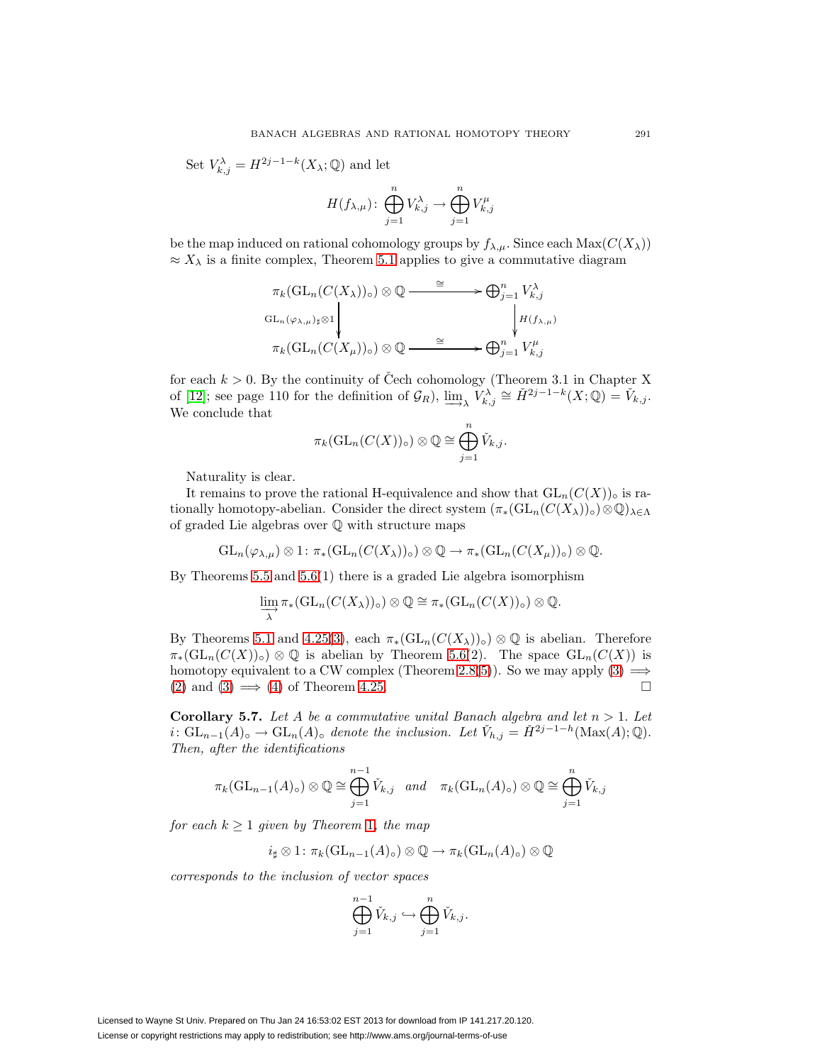Set $V_{k,j}^{\lambda} = H^{2j-1-k}(X_\lambda;\mathbb{Q})$ and let

$$H(f_{\lambda,\mu})\colon \bigoplus_{j=1}^{n} V_{k,j}^{\lambda} \to \bigoplus_{j=1}^{n} V_{k,j}^{\mu}$$

be the map induced on rational cohomology groups by $f_{\lambda,\mu}$. Since each $\mathrm{Max}(C(X_\lambda)) \approx X_\lambda$ is a finite complex, Theorem 5.1 applies to give a commutative diagram

$$\begin{array}{ccc}
\pi_k(\mathrm{GL}_n(C(X_\lambda))_\circ)\otimes\mathbb{Q} & \xrightarrow{\ \cong\ } & \bigoplus_{j=1}^{n} V_{k,j}^{\lambda} \\
\Big\downarrow{\scriptstyle \mathrm{GL}_n(\varphi_{\lambda,\mu})_\sharp\otimes 1} & & \Big\downarrow{\scriptstyle H(f_{\lambda,\mu})} \\
\pi_k(\mathrm{GL}_n(C(X_\mu))_\circ)\otimes\mathbb{Q} & \xrightarrow{\ \cong\ } & \bigoplus_{j=1}^{n} V_{k,j}^{\mu}
\end{array}$$

for each $k > 0$. By the continuity of Čech cohomology (Theorem 3.1 in Chapter X of [12]; see page 110 for the definition of $\mathcal{G}_R$), $\varinjlim_\lambda V_{k,j}^{\lambda} \cong \check{H}^{2j-1-k}(X;\mathbb{Q}) = \check{V}_{k,j}$. We conclude that

$$\pi_k(\mathrm{GL}_n(C(X))_\circ)\otimes\mathbb{Q} \cong \bigoplus_{j=1}^{n} \check{V}_{k,j}.$$

Naturality is clear.

It remains to prove the rational H-equivalence and show that $\mathrm{GL}_n(C(X))_\circ$ is rationally homotopy-abelian. Consider the direct system $(\pi_*(\mathrm{GL}_n(C(X_\lambda))_\circ)\otimes\mathbb{Q})_{\lambda\in\Lambda}$ of graded Lie algebras over $\mathbb{Q}$ with structure maps

$$\mathrm{GL}_n(\varphi_{\lambda,\mu})\otimes 1\colon \pi_*(\mathrm{GL}_n(C(X_\lambda))_\circ)\otimes\mathbb{Q} \to \pi_*(\mathrm{GL}_n(C(X_\mu))_\circ)\otimes\mathbb{Q}.$$

By Theorems 5.5 and 5.6(1) there is a graded Lie algebra isomorphism

$$\varinjlim_{\lambda} \pi_*(\mathrm{GL}_n(C(X_\lambda))_\circ)\otimes\mathbb{Q} \cong \pi_*(\mathrm{GL}_n(C(X))_\circ)\otimes\mathbb{Q}.$$

By Theorems 5.1 and 4.25(3), each $\pi_*(\mathrm{GL}_n(C(X_\lambda))_\circ)\otimes\mathbb{Q}$ is abelian. Therefore $\pi_*(\mathrm{GL}_n(C(X))_\circ)\otimes\mathbb{Q}$ is abelian by Theorem 5.6(2). The space $\mathrm{GL}_n(C(X))$ is homotopy equivalent to a CW complex (Theorem 2.8(5)). So we may apply (3) $\Longrightarrow$ (2) and (3) $\Longrightarrow$ (4) of Theorem 4.25. $\square$

**Corollary 5.7.** *Let $A$ be a commutative unital Banach algebra and let $n > 1$. Let $i\colon \mathrm{GL}_{n-1}(A)_\circ \to \mathrm{GL}_n(A)_\circ$ denote the inclusion. Let $\check{V}_{h,j} = \check{H}^{2j-1-h}(\mathrm{Max}(A);\mathbb{Q})$. Then, after the identifications*

$$\pi_k(\mathrm{GL}_{n-1}(A)_\circ)\otimes\mathbb{Q} \cong \bigoplus_{j=1}^{n-1}\check{V}_{k,j} \quad \textit{and} \quad \pi_k(\mathrm{GL}_n(A)_\circ)\otimes\mathbb{Q} \cong \bigoplus_{j=1}^{n}\check{V}_{k,j}$$

*for each $k \geq 1$ given by Theorem 1, the map*

$$i_\sharp\otimes 1\colon \pi_k(\mathrm{GL}_{n-1}(A)_\circ)\otimes\mathbb{Q} \to \pi_k(\mathrm{GL}_n(A)_\circ)\otimes\mathbb{Q}$$

*corresponds to the inclusion of vector spaces*

$$\bigoplus_{j=1}^{n-1}\check{V}_{k,j} \hookrightarrow \bigoplus_{j=1}^{n}\check{V}_{k,j}.$$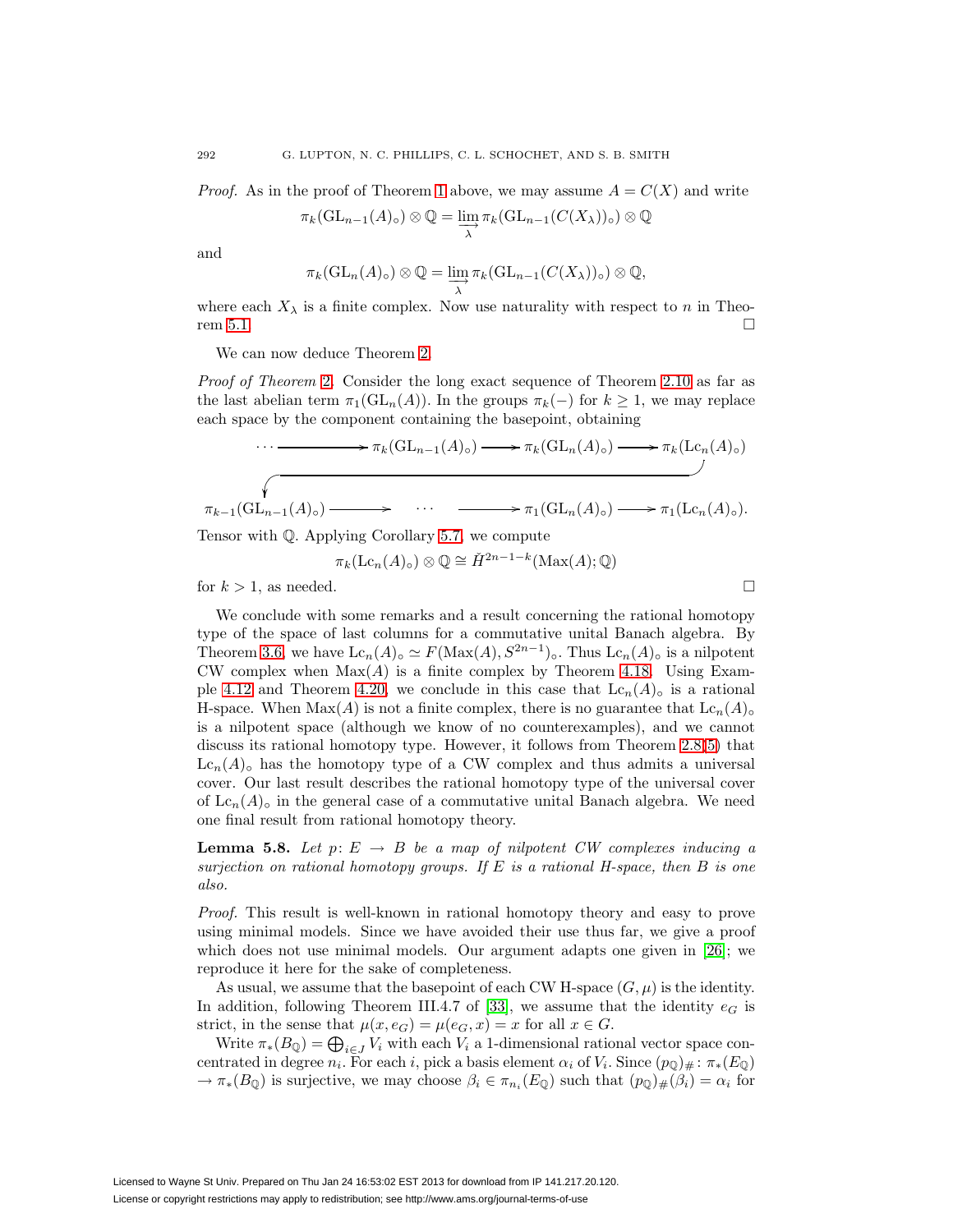*Proof.* As in the proof of Theorem 1 above, we may assume $A = C(X)$ and write

$$\pi_k(\mathrm{GL}_{n-1}(A)_\circ) \otimes \mathbb{Q} = \varinjlim_{\lambda} \pi_k(\mathrm{GL}_{n-1}(C(X_\lambda))_\circ) \otimes \mathbb{Q}$$

and

$$\pi_k(\mathrm{GL}_{n}(A)_\circ) \otimes \mathbb{Q} = \varinjlim_{\lambda} \pi_k(\mathrm{GL}_{n-1}(C(X_\lambda))_\circ) \otimes \mathbb{Q},$$

where each $X_\lambda$ is a finite complex. Now use naturality with respect to $n$ in Theorem 5.1. □

We can now deduce Theorem 2.

*Proof of Theorem 2.* Consider the long exact sequence of Theorem 2.10 as far as the last abelian term $\pi_1(\mathrm{GL}_n(A))$. In the groups $\pi_k(-)$ for $k \geq 1$, we may replace each space by the component containing the basepoint, obtaining

$$\cdots \longrightarrow \pi_k(\mathrm{GL}_{n-1}(A)_\circ) \longrightarrow \pi_k(\mathrm{GL}_n(A)_\circ) \longrightarrow \pi_k(\mathrm{Lc}_n(A)_\circ) \longrightarrow$$

$$\pi_{k-1}(\mathrm{GL}_{n-1}(A)_\circ) \longrightarrow \cdots \longrightarrow \pi_1(\mathrm{GL}_n(A)_\circ) \longrightarrow \pi_1(\mathrm{Lc}_n(A)_\circ).$$

Tensor with $\mathbb{Q}$. Applying Corollary 5.7, we compute

$$\pi_k(\mathrm{Lc}_n(A)_\circ) \otimes \mathbb{Q} \cong \check{H}^{2n-1-k}(\mathrm{Max}(A);\mathbb{Q})$$

for $k > 1$, as needed. □

We conclude with some remarks and a result concerning the rational homotopy type of the space of last columns for a commutative unital Banach algebra. By Theorem 3.6, we have $\mathrm{Lc}_n(A)_\circ \simeq F(\mathrm{Max}(A), S^{2n-1})_\circ$. Thus $\mathrm{Lc}_n(A)_\circ$ is a nilpotent CW complex when $\mathrm{Max}(A)$ is a finite complex by Theorem 4.18. Using Example 4.12 and Theorem 4.20, we conclude in this case that $\mathrm{Lc}_n(A)_\circ$ is a rational H-space. When $\mathrm{Max}(A)$ is not a finite complex, there is no guarantee that $\mathrm{Lc}_n(A)_\circ$ is a nilpotent space (although we know of no counterexamples), and we cannot discuss its rational homotopy type. However, it follows from Theorem 2.8(5) that $\mathrm{Lc}_n(A)_\circ$ has the homotopy type of a CW complex and thus admits a universal cover. Our last result describes the rational homotopy type of the universal cover of $\mathrm{Lc}_n(A)_\circ$ in the general case of a commutative unital Banach algebra. We need one final result from rational homotopy theory.

**Lemma 5.8.** *Let $p\colon E \to B$ be a map of nilpotent CW complexes inducing a surjection on rational homotopy groups. If $E$ is a rational H-space, then $B$ is one also.*

*Proof.* This result is well-known in rational homotopy theory and easy to prove using minimal models. Since we have avoided their use thus far, we give a proof which does not use minimal models. Our argument adapts one given in [26]; we reproduce it here for the sake of completeness.

As usual, we assume that the basepoint of each CW H-space $(G, \mu)$ is the identity. In addition, following Theorem III.4.7 of [33], we assume that the identity $e_G$ is strict, in the sense that $\mu(x, e_G) = \mu(e_G, x) = x$ for all $x \in G$.

Write $\pi_*(B_\mathbb{Q}) = \bigoplus_{i \in J} V_i$ with each $V_i$ a 1-dimensional rational vector space concentrated in degree $n_i$. For each $i$, pick a basis element $\alpha_i$ of $V_i$. Since $(p_\mathbb{Q})_\#\colon \pi_*(E_\mathbb{Q}) \to \pi_*(B_\mathbb{Q})$ is surjective, we may choose $\beta_i \in \pi_{n_i}(E_\mathbb{Q})$ such that $(p_\mathbb{Q})_\#(\beta_i) = \alpha_i$ for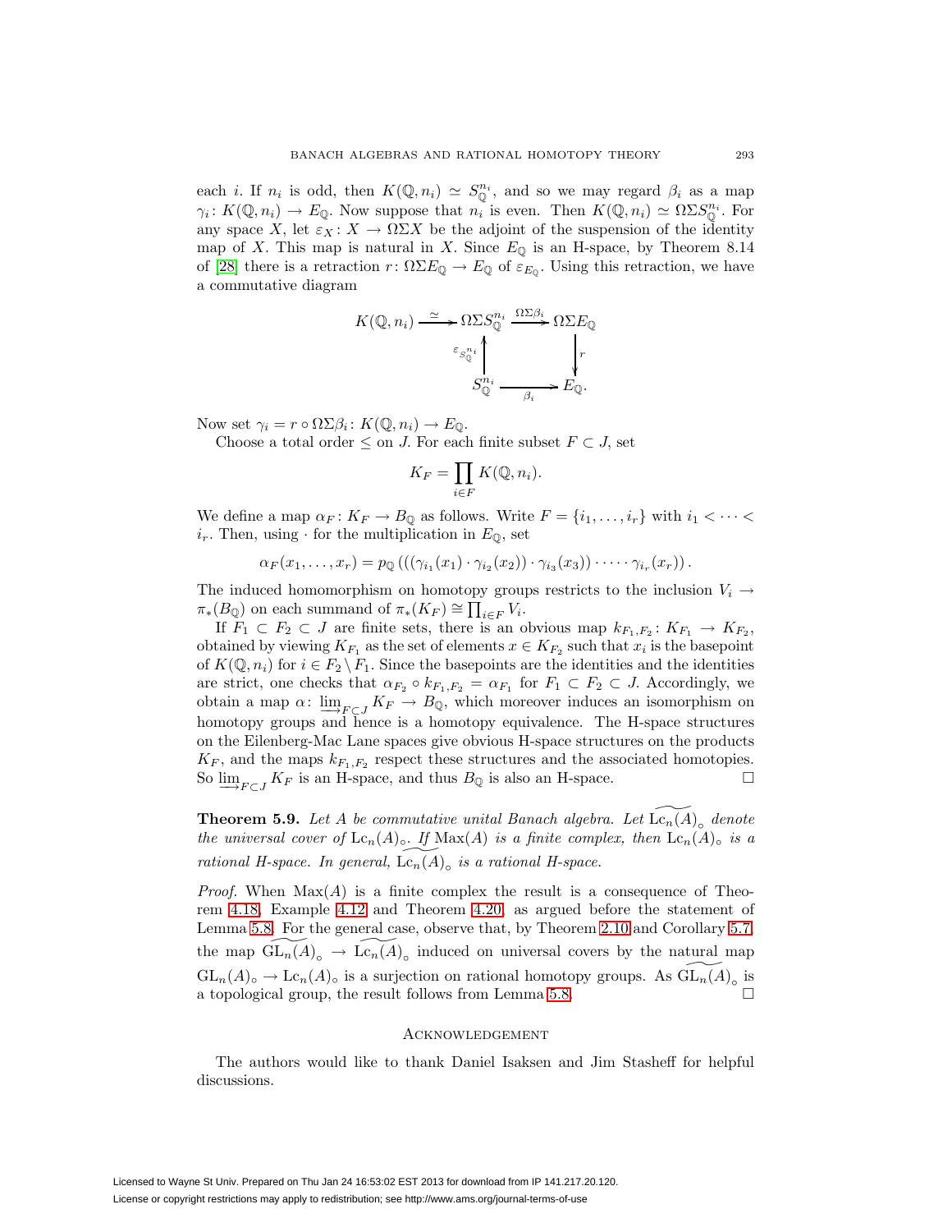each $i$. If $n_i$ is odd, then $K(\mathbb{Q}, n_i) \simeq S^{n_i}_{\mathbb{Q}}$, and so we may regard $\beta_i$ as a map $\gamma_i \colon K(\mathbb{Q}, n_i) \to E_{\mathbb{Q}}$. Now suppose that $n_i$ is even. Then $K(\mathbb{Q}, n_i) \simeq \Omega\Sigma S^{n_i}_{\mathbb{Q}}$. For any space $X$, let $\varepsilon_X \colon X \to \Omega\Sigma X$ be the adjoint of the suspension of the identity map of $X$. This map is natural in $X$. Since $E_{\mathbb{Q}}$ is an H-space, by Theorem 8.14 of [28] there is a retraction $r \colon \Omega\Sigma E_{\mathbb{Q}} \to E_{\mathbb{Q}}$ of $\varepsilon_{E_{\mathbb{Q}}}$. Using this retraction, we have a commutative diagram

$$\begin{array}{ccccc}
K(\mathbb{Q}, n_i) & \xrightarrow{\simeq} & \Omega\Sigma S^{n_i}_{\mathbb{Q}} & \xrightarrow{\Omega\Sigma\beta_i} & \Omega\Sigma E_{\mathbb{Q}} \\
 & & \uparrow{\scriptstyle \varepsilon_{S^{n_i}_{\mathbb{Q}}}} & & \downarrow{\scriptstyle r} \\
 & & S^{n_i}_{\mathbb{Q}} & \xrightarrow[\beta_i]{} & E_{\mathbb{Q}}.
\end{array}$$

Now set $\gamma_i = r \circ \Omega\Sigma\beta_i \colon K(\mathbb{Q}, n_i) \to E_{\mathbb{Q}}$.

Choose a total order $\leq$ on $J$. For each finite subset $F \subset J$, set

$$K_F = \prod_{i \in F} K(\mathbb{Q}, n_i).$$

We define a map $\alpha_F \colon K_F \to B_{\mathbb{Q}}$ as follows. Write $F = \{i_1, \ldots, i_r\}$ with $i_1 < \cdots < i_r$. Then, using $\cdot$ for the multiplication in $E_{\mathbb{Q}}$, set

$$\alpha_F(x_1, \ldots, x_r) = p_{\mathbb{Q}}\left(\left(\left(\gamma_{i_1}(x_1) \cdot \gamma_{i_2}(x_2)\right) \cdot \gamma_{i_3}(x_3)\right) \cdot \cdots \cdot \gamma_{i_r}(x_r)\right).$$

The induced homomorphism on homotopy groups restricts to the inclusion $V_i \to \pi_*(B_{\mathbb{Q}})$ on each summand of $\pi_*(K_F) \cong \prod_{i \in F} V_i$.

If $F_1 \subset F_2 \subset J$ are finite sets, there is an obvious map $k_{F_1,F_2} \colon K_{F_1} \to K_{F_2}$, obtained by viewing $K_{F_1}$ as the set of elements $x \in K_{F_2}$ such that $x_i$ is the basepoint of $K(\mathbb{Q}, n_i)$ for $i \in F_2 \setminus F_1$. Since the basepoints are the identities and the identities are strict, one checks that $\alpha_{F_2} \circ k_{F_1,F_2} = \alpha_{F_1}$ for $F_1 \subset F_2 \subset J$. Accordingly, we obtain a map $\alpha \colon \varinjlim_{F \subset J} K_F \to B_{\mathbb{Q}}$, which moreover induces an isomorphism on homotopy groups and hence is a homotopy equivalence. The H-space structures on the Eilenberg-Mac Lane spaces give obvious H-space structures on the products $K_F$, and the maps $k_{F_1,F_2}$ respect these structures and the associated homotopies. So $\varinjlim_{F \subset J} K_F$ is an H-space, and thus $B_{\mathbb{Q}}$ is also an H-space. □

**Theorem 5.9.** *Let $A$ be commutative unital Banach algebra. Let $\widetilde{\mathrm{Lc}_n(A)}_\circ$ denote the universal cover of $\mathrm{Lc}_n(A)_\circ$. If $\mathrm{Max}(A)$ is a finite complex, then $\mathrm{Lc}_n(A)_\circ$ is a rational H-space. In general, $\widetilde{\mathrm{Lc}_n(A)}_\circ$ is a rational H-space.*

*Proof.* When $\mathrm{Max}(A)$ is a finite complex the result is a consequence of Theorem 4.18, Example 4.12 and Theorem 4.20, as argued before the statement of Lemma 5.8. For the general case, observe that, by Theorem 2.10 and Corollary 5.7, the map $\widetilde{\mathrm{GL}_n(A)}_\circ \to \widetilde{\mathrm{Lc}_n(A)}_\circ$ induced on universal covers by the natural map $\mathrm{GL}_n(A)_\circ \to \mathrm{Lc}_n(A)_\circ$ is a surjection on rational homotopy groups. As $\widetilde{\mathrm{GL}_n(A)}_\circ$ is a topological group, the result follows from Lemma 5.8. □

## Acknowledgement

The authors would like to thank Daniel Isaksen and Jim Stasheff for helpful discussions.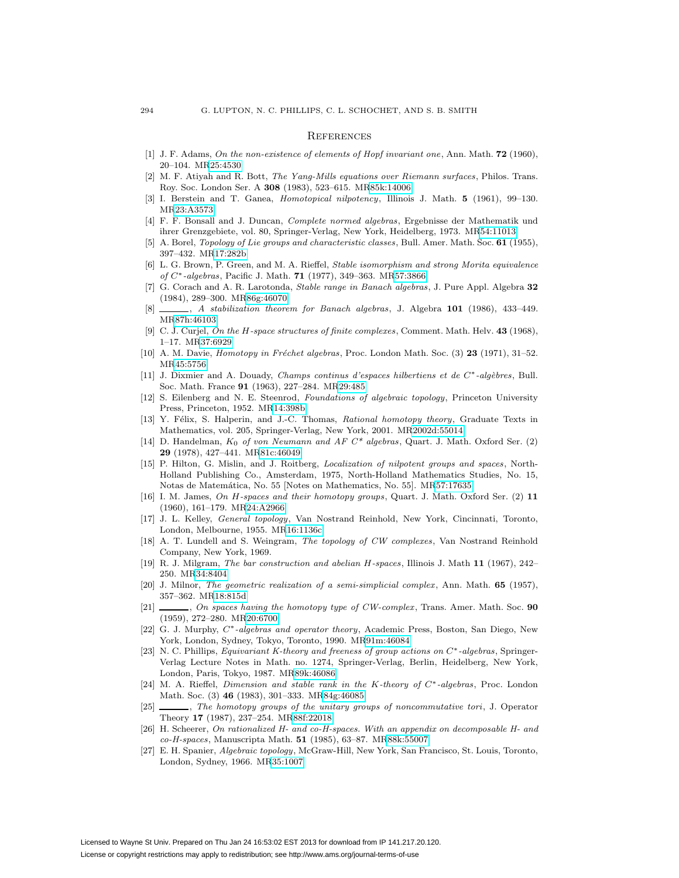## References

[1] J. F. Adams, *On the non-existence of elements of Hopf invariant one*, Ann. Math. **72** (1960), 20–104. MR25:4530

[2] M. F. Atiyah and R. Bott, *The Yang-Mills equations over Riemann surfaces*, Philos. Trans. Roy. Soc. London Ser. A **308** (1983), 523–615. MR85k:14006

[3] I. Berstein and T. Ganea, *Homotopical nilpotency*, Illinois J. Math. **5** (1961), 99–130. MR23:A3573

[4] F. F. Bonsall and J. Duncan, *Complete normed algebras*, Ergebnisse der Mathematik und ihrer Grenzgebiete, vol. 80, Springer-Verlag, New York, Heidelberg, 1973. MR54:11013

[5] A. Borel, *Topology of Lie groups and characteristic classes*, Bull. Amer. Math. Soc. **61** (1955), 397–432. MR17:282b

[6] L. G. Brown, P. Green, and M. A. Rieffel, *Stable isomorphism and strong Morita equivalence of $C^*$-algebras*, Pacific J. Math. **71** (1977), 349–363. MR57:3866

[7] G. Corach and A. R. Larotonda, *Stable range in Banach algebras*, J. Pure Appl. Algebra **32** (1984), 289–300. MR86g:46070

[8] ______, *A stabilization theorem for Banach algebras*, J. Algebra **101** (1986), 433–449. MR87h:46103

[9] C. J. Curjel, *On the H-space structures of finite complexes*, Comment. Math. Helv. **43** (1968), 1–17. MR37:6929

[10] A. M. Davie, *Homotopy in Fréchet algebras*, Proc. London Math. Soc. (3) **23** (1971), 31–52. MR45:5756

[11] J. Dixmier and A. Douady, *Champs continus d'espaces hilbertiens et de $C^*$-algèbres*, Bull. Soc. Math. France **91** (1963), 227–284. MR29:485

[12] S. Eilenberg and N. E. Steenrod, *Foundations of algebraic topology*, Princeton University Press, Princeton, 1952. MR14:398b

[13] Y. Félix, S. Halperin, and J.-C. Thomas, *Rational homotopy theory*, Graduate Texts in Mathematics, vol. 205, Springer-Verlag, New York, 2001. MR2002d:55014

[14] D. Handelman, *$K_0$ of von Neumann and AF $C^*$ algebras*, Quart. J. Math. Oxford Ser. (2) **29** (1978), 427–441. MR81c:46049

[15] P. Hilton, G. Mislin, and J. Roitberg, *Localization of nilpotent groups and spaces*, North-Holland Publishing Co., Amsterdam, 1975, North-Holland Mathematics Studies, No. 15, Notas de Matemática, No. 55 [Notes on Mathematics, No. 55]. MR57:17635

[16] I. M. James, *On H-spaces and their homotopy groups*, Quart. J. Math. Oxford Ser. (2) **11** (1960), 161–179. MR24:A2966

[17] J. L. Kelley, *General topology*, Van Nostrand Reinhold, New York, Cincinnati, Toronto, London, Melbourne, 1955. MR16:1136c

[18] A. T. Lundell and S. Weingram, *The topology of CW complexes*, Van Nostrand Reinhold Company, New York, 1969.

[19] R. J. Milgram, *The bar construction and abelian H-spaces*, Illinois J. Math **11** (1967), 242–250. MR34:8404

[20] J. Milnor, *The geometric realization of a semi-simplicial complex*, Ann. Math. **65** (1957), 357–362. MR18:815d

[21] ______, *On spaces having the homotopy type of CW-complex*, Trans. Amer. Math. Soc. **90** (1959), 272–280. MR20:6700

[22] G. J. Murphy, *$C^*$-algebras and operator theory*, Academic Press, Boston, San Diego, New York, London, Sydney, Tokyo, Toronto, 1990. MR91m:46084

[23] N. C. Phillips, *Equivariant K-theory and freeness of group actions on $C^*$-algebras*, Springer-Verlag Lecture Notes in Math. no. 1274, Springer-Verlag, Berlin, Heidelberg, New York, London, Paris, Tokyo, 1987. MR89k:46086

[24] M. A. Rieffel, *Dimension and stable rank in the K-theory of $C^*$-algebras*, Proc. London Math. Soc. (3) **46** (1983), 301–333. MR84g:46085

[25] ______, *The homotopy groups of the unitary groups of noncommutative tori*, J. Operator Theory **17** (1987), 237–254. MR88f:22018

[26] H. Scheerer, *On rationalized H- and co-H-spaces. With an appendix on decomposable H- and co-H-spaces*, Manuscripta Math. **51** (1985), 63–87. MR88k:55007

[27] E. H. Spanier, *Algebraic topology*, McGraw-Hill, New York, San Francisco, St. Louis, Toronto, London, Sydney, 1966. MR35:1007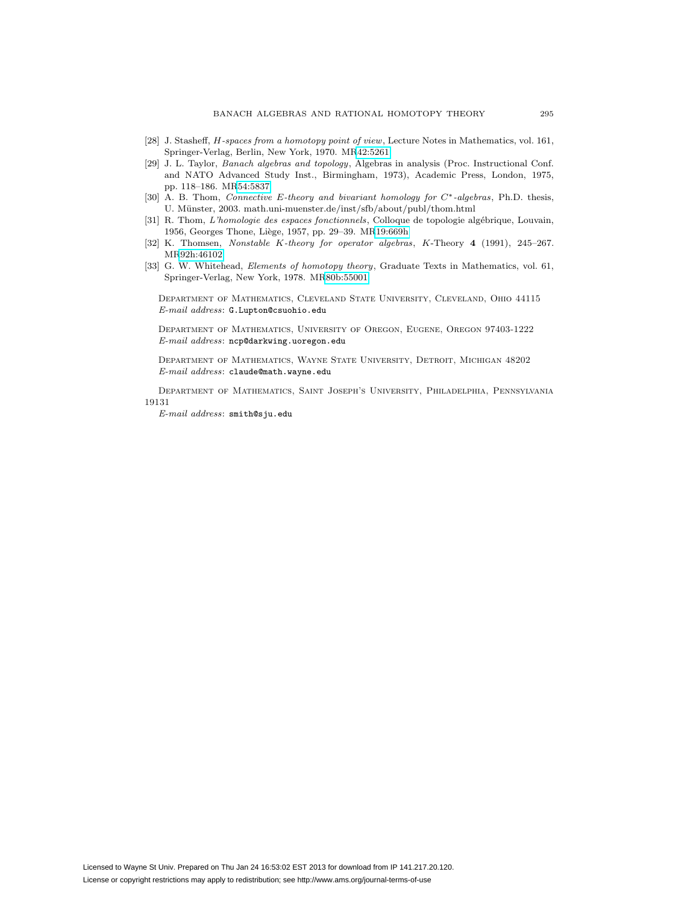[28] J. Stasheff, *H-spaces from a homotopy point of view*, Lecture Notes in Mathematics, vol. 161, Springer-Verlag, Berlin, New York, 1970. MR42:5261

[29] J. L. Taylor, *Banach algebras and topology*, Algebras in analysis (Proc. Instructional Conf. and NATO Advanced Study Inst., Birmingham, 1973), Academic Press, London, 1975, pp. 118–186. MR54:5837

[30] A. B. Thom, *Connective E-theory and bivariant homology for $C^*$-algebras*, Ph.D. thesis, U. Münster, 2003. math.uni-muenster.de/inst/sfb/about/publ/thom.html

[31] R. Thom, *L'homologie des espaces fonctionnels*, Colloque de topologie algébrique, Louvain, 1956, Georges Thone, Liège, 1957, pp. 29–39. MR19:669h

[32] K. Thomsen, *Nonstable K-theory for operator algebras*, *K*-Theory **4** (1991), 245–267. MR92h:46102

[33] G. W. Whitehead, *Elements of homotopy theory*, Graduate Texts in Mathematics, vol. 61, Springer-Verlag, New York, 1978. MR80b:55001

Department of Mathematics, Cleveland State University, Cleveland, Ohio 44115
*E-mail address*: `G.Lupton@csuohio.edu`

Department of Mathematics, University of Oregon, Eugene, Oregon 97403-1222
*E-mail address*: `ncp@darkwing.uoregon.edu`

Department of Mathematics, Wayne State University, Detroit, Michigan 48202
*E-mail address*: `claude@math.wayne.edu`

Department of Mathematics, Saint Joseph's University, Philadelphia, Pennsylvania 19131
*E-mail address*: `smith@sju.edu`